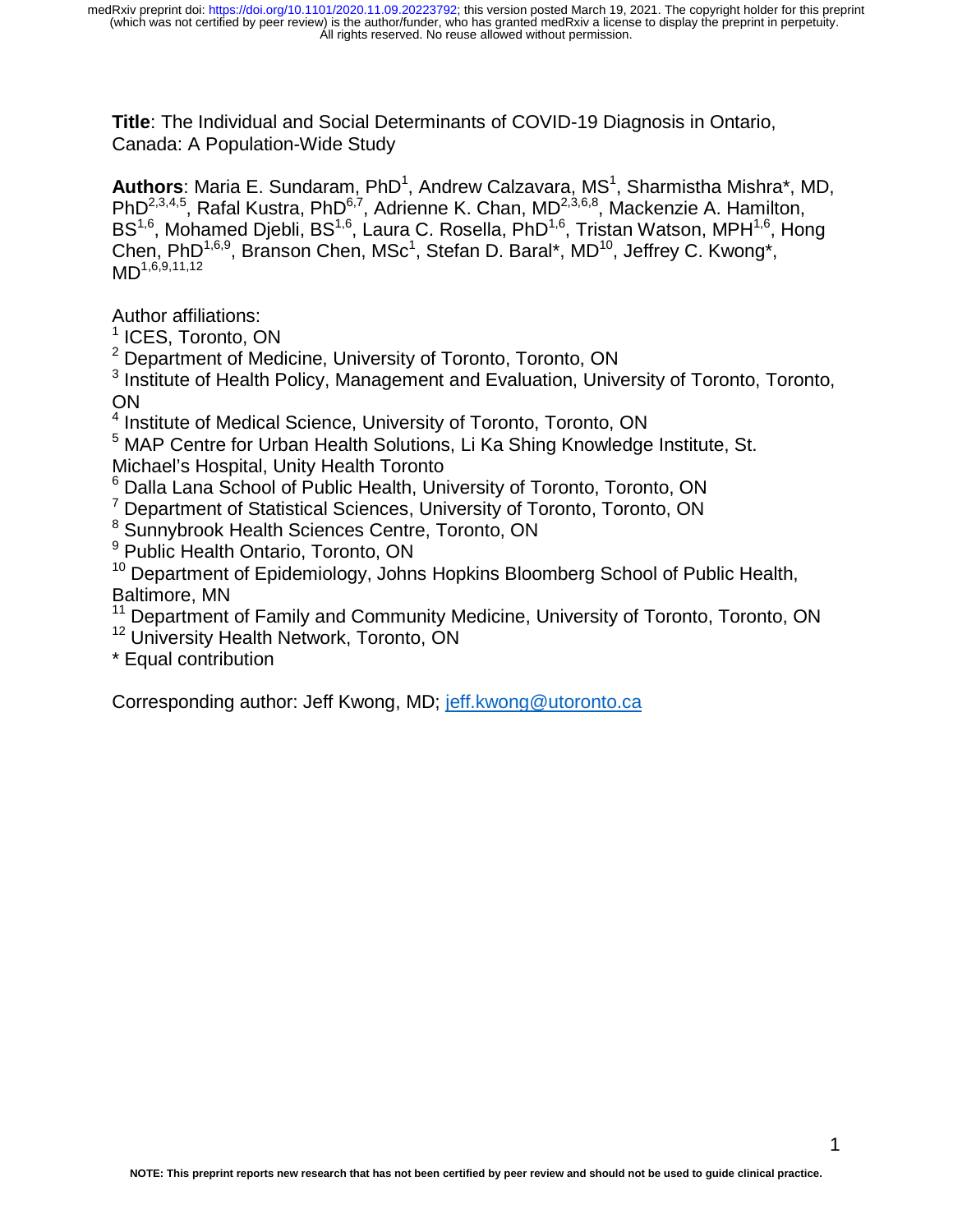**Title**: The Individual and Social Determinants of COVID-19 Diagnosis in Ontario, Canada: A Population-Wide Study

**Authors**: Maria E. Sundaram, PhD[1], Andrew Calzavara, MS[1], Sharmistha Mishra*, MD, PhD[2,3,4,5], Rafal Kustra, PhD[6,7], Adrienne K. Chan, MD[2,3,6,8], Mackenzie A. Hamilton, BS[1,6], Mohamed Djebli, BS[1,6], Laura C. Rosella, PhD[1,6], Tristan Watson, MPH[1,6], Hong Chen, PhD[1,6,9], Branson Chen, MSc[1], Stefan D. Baral*, MD[10], Jeffrey C. Kwong*, MD[1,6,9,11,12]

Author affiliations:

[1] ICES, Toronto, ON

[2] Department of Medicine, University of Toronto, Toronto, ON

[3] Institute of Health Policy, Management and Evaluation, University of Toronto, Toronto, ON

[4] Institute of Medical Science, University of Toronto, Toronto, ON

[5] MAP Centre for Urban Health Solutions, Li Ka Shing Knowledge Institute, St. Michael's Hospital, Unity Health Toronto

[6] Dalla Lana School of Public Health, University of Toronto, Toronto, ON

[7] Department of Statistical Sciences, University of Toronto, Toronto, ON

[8] Sunnybrook Health Sciences Centre, Toronto, ON

[9] Public Health Ontario, Toronto, ON

[10] Department of Epidemiology, Johns Hopkins Bloomberg School of Public Health, Baltimore, MN

[11] Department of Family and Community Medicine, University of Toronto, Toronto, ON

[12] University Health Network, Toronto, ON

\* Equal contribution

Corresponding author: Jeff Kwong, MD; jeff.kwong@utoronto.ca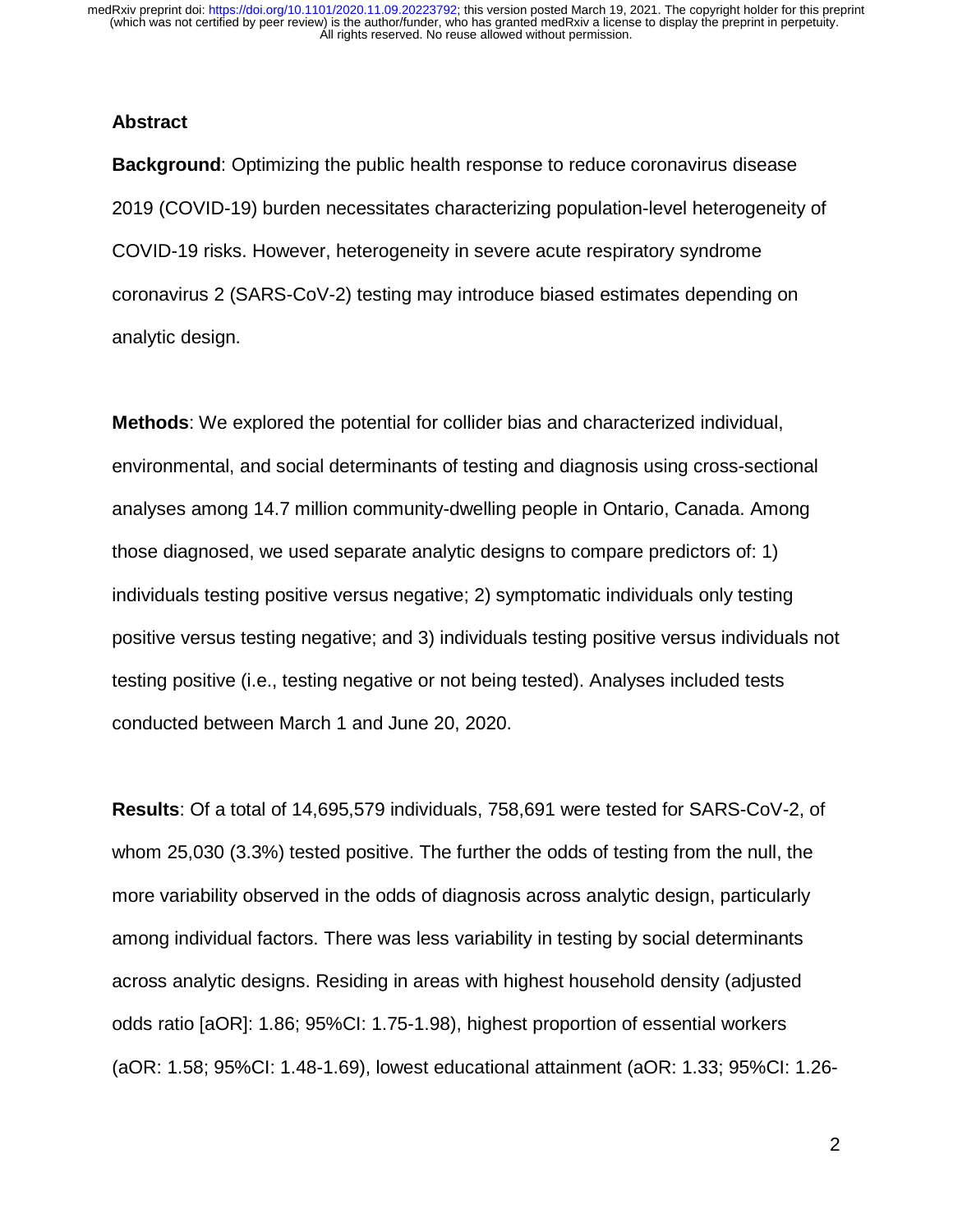## Abstract

**Background**: Optimizing the public health response to reduce coronavirus disease 2019 (COVID-19) burden necessitates characterizing population-level heterogeneity of COVID-19 risks. However, heterogeneity in severe acute respiratory syndrome coronavirus 2 (SARS-CoV-2) testing may introduce biased estimates depending on analytic design.

**Methods**: We explored the potential for collider bias and characterized individual, environmental, and social determinants of testing and diagnosis using cross-sectional analyses among 14.7 million community-dwelling people in Ontario, Canada. Among those diagnosed, we used separate analytic designs to compare predictors of: 1) individuals testing positive versus negative; 2) symptomatic individuals only testing positive versus testing negative; and 3) individuals testing positive versus individuals not testing positive (i.e., testing negative or not being tested). Analyses included tests conducted between March 1 and June 20, 2020.

**Results**: Of a total of 14,695,579 individuals, 758,691 were tested for SARS-CoV-2, of whom 25,030 (3.3%) tested positive. The further the odds of testing from the null, the more variability observed in the odds of diagnosis across analytic design, particularly among individual factors. There was less variability in testing by social determinants across analytic designs. Residing in areas with highest household density (adjusted odds ratio [aOR]: 1.86; 95%CI: 1.75-1.98), highest proportion of essential workers (aOR: 1.58; 95%CI: 1.48-1.69), lowest educational attainment (aOR: 1.33; 95%CI: 1.26-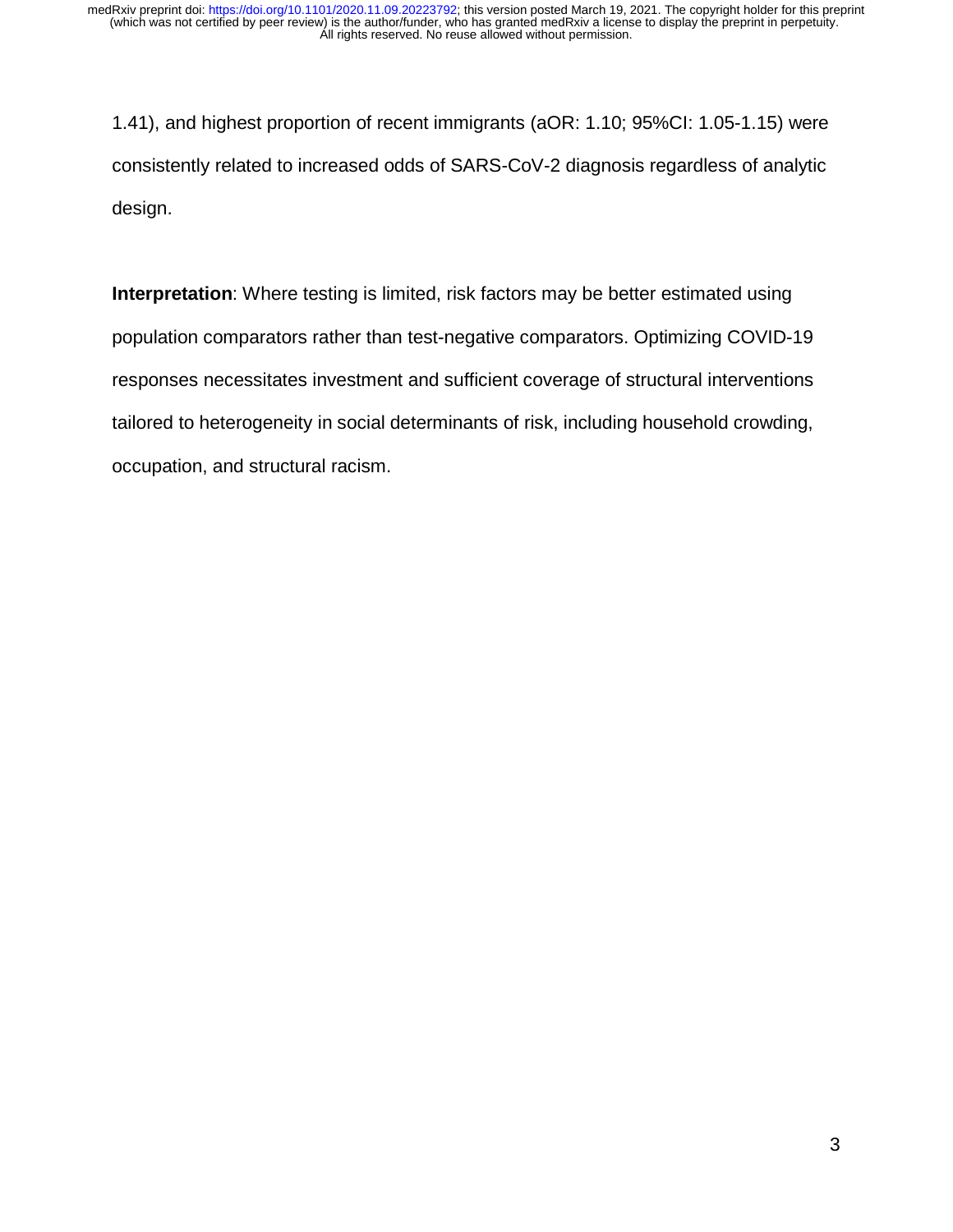1.41), and highest proportion of recent immigrants (aOR: 1.10; 95%CI: 1.05-1.15) were consistently related to increased odds of SARS-CoV-2 diagnosis regardless of analytic design.

**Interpretation**: Where testing is limited, risk factors may be better estimated using population comparators rather than test-negative comparators. Optimizing COVID-19 responses necessitates investment and sufficient coverage of structural interventions tailored to heterogeneity in social determinants of risk, including household crowding, occupation, and structural racism.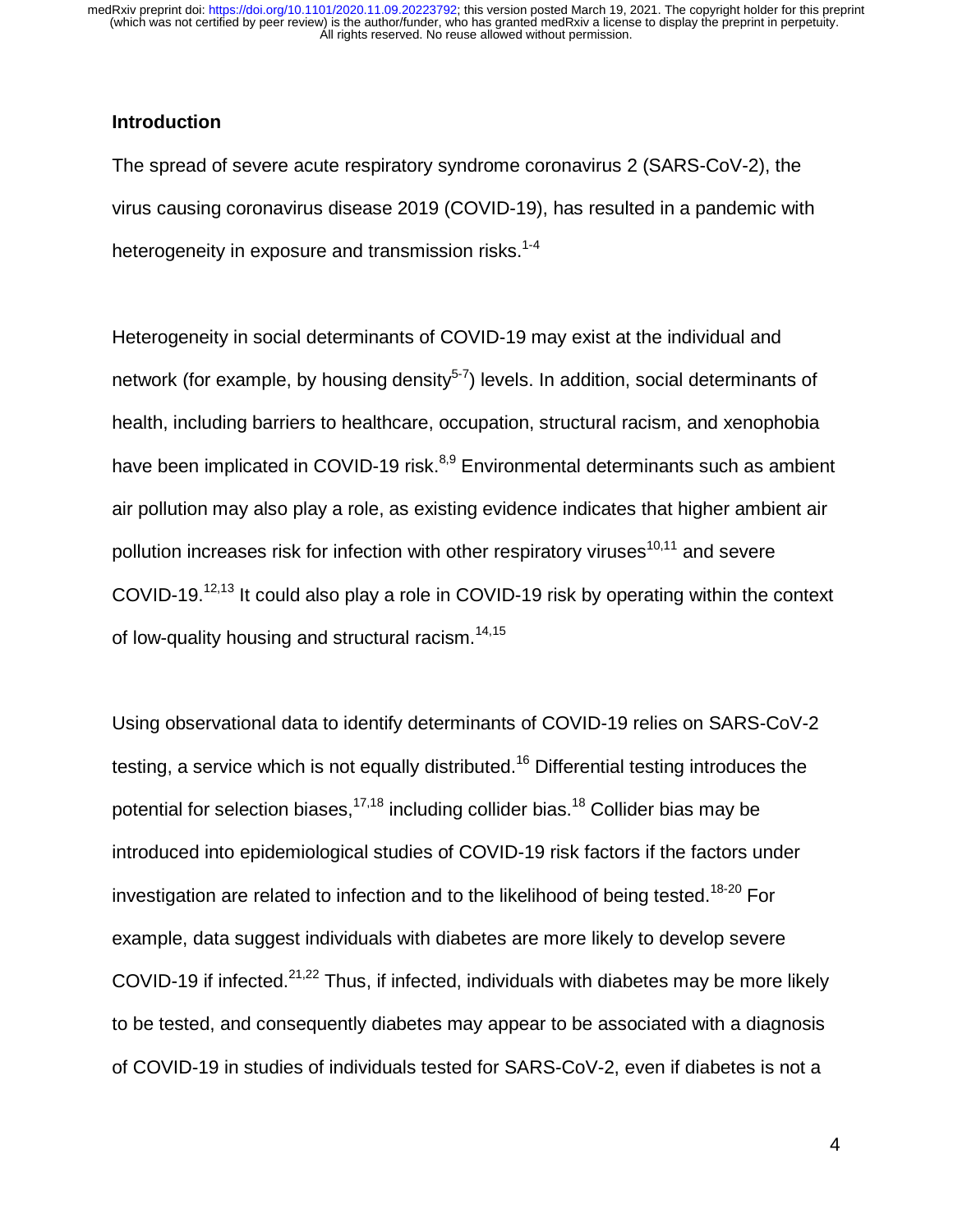## Introduction

The spread of severe acute respiratory syndrome coronavirus 2 (SARS-CoV-2), the virus causing coronavirus disease 2019 (COVID-19), has resulted in a pandemic with heterogeneity in exposure and transmission risks.[1-4]

Heterogeneity in social determinants of COVID-19 may exist at the individual and network (for example, by housing density[5-7]) levels. In addition, social determinants of health, including barriers to healthcare, occupation, structural racism, and xenophobia have been implicated in COVID-19 risk.[8,9] Environmental determinants such as ambient air pollution may also play a role, as existing evidence indicates that higher ambient air pollution increases risk for infection with other respiratory viruses[10,11] and severe COVID-19.[12,13] It could also play a role in COVID-19 risk by operating within the context of low-quality housing and structural racism.[14,15]

Using observational data to identify determinants of COVID-19 relies on SARS-CoV-2 testing, a service which is not equally distributed.[16] Differential testing introduces the potential for selection biases,[17,18] including collider bias.[18] Collider bias may be introduced into epidemiological studies of COVID-19 risk factors if the factors under investigation are related to infection and to the likelihood of being tested.[18-20] For example, data suggest individuals with diabetes are more likely to develop severe COVID-19 if infected.[21,22] Thus, if infected, individuals with diabetes may be more likely to be tested, and consequently diabetes may appear to be associated with a diagnosis of COVID-19 in studies of individuals tested for SARS-CoV-2, even if diabetes is not a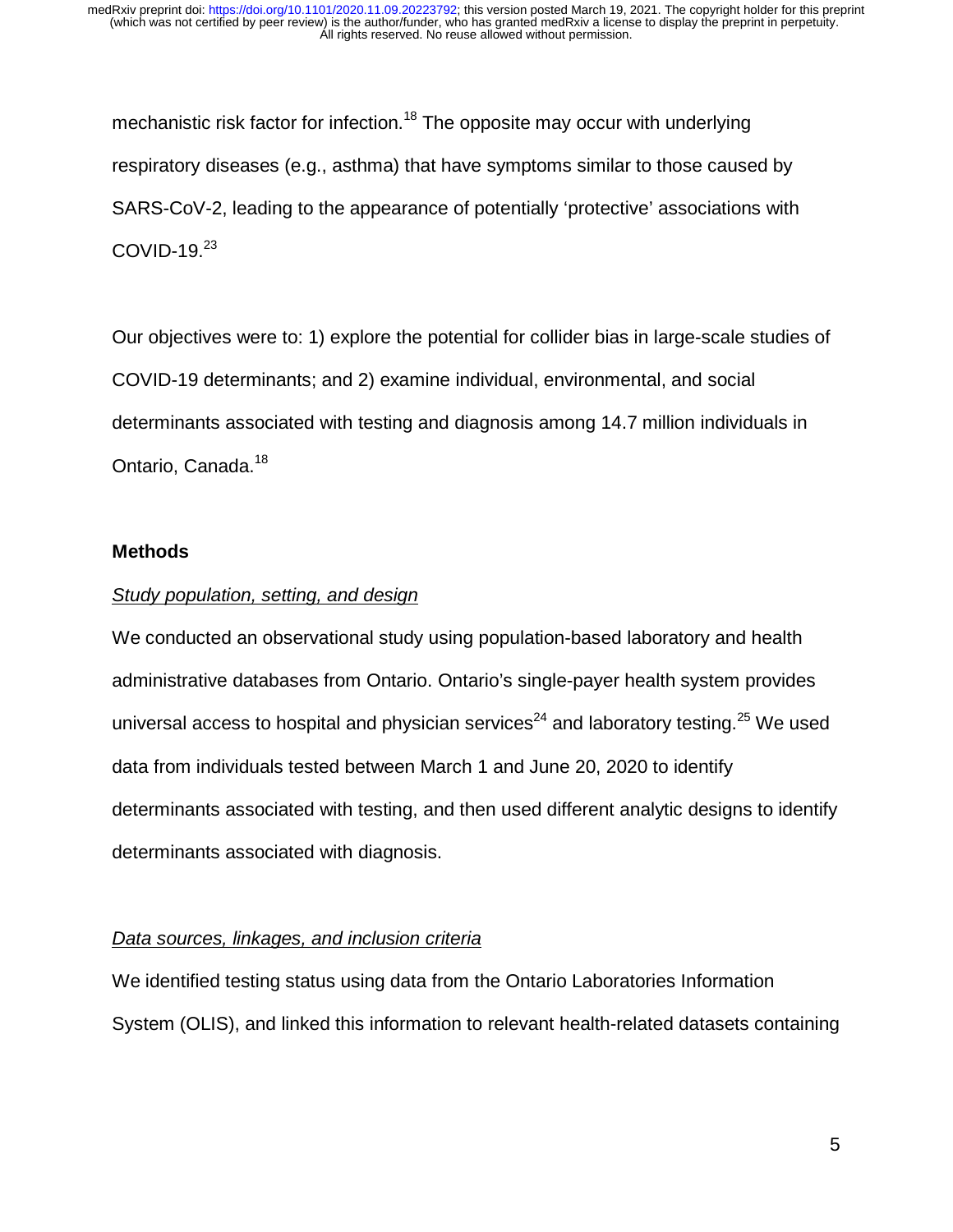mechanistic risk factor for infection.[18] The opposite may occur with underlying respiratory diseases (e.g., asthma) that have symptoms similar to those caused by SARS-CoV-2, leading to the appearance of potentially 'protective' associations with COVID-19.[23]

Our objectives were to: 1) explore the potential for collider bias in large-scale studies of COVID-19 determinants; and 2) examine individual, environmental, and social determinants associated with testing and diagnosis among 14.7 million individuals in Ontario, Canada.[18]

## Methods

### *Study population, setting, and design*

We conducted an observational study using population-based laboratory and health administrative databases from Ontario. Ontario's single-payer health system provides universal access to hospital and physician services[24] and laboratory testing.[25] We used data from individuals tested between March 1 and June 20, 2020 to identify determinants associated with testing, and then used different analytic designs to identify determinants associated with diagnosis.

### *Data sources, linkages, and inclusion criteria*

We identified testing status using data from the Ontario Laboratories Information System (OLIS), and linked this information to relevant health-related datasets containing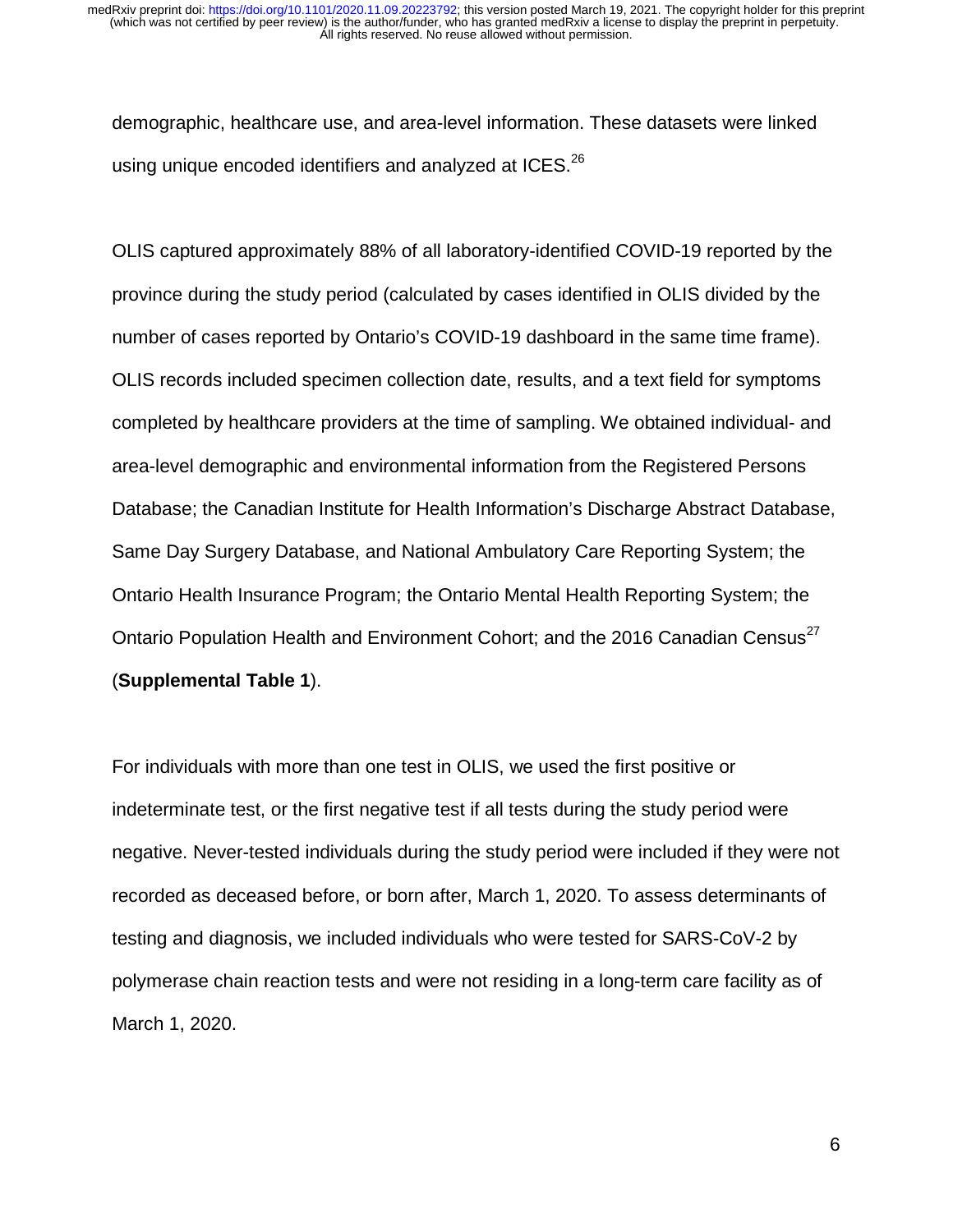demographic, healthcare use, and area-level information. These datasets were linked using unique encoded identifiers and analyzed at ICES.[26]

OLIS captured approximately 88% of all laboratory-identified COVID-19 reported by the province during the study period (calculated by cases identified in OLIS divided by the number of cases reported by Ontario's COVID-19 dashboard in the same time frame). OLIS records included specimen collection date, results, and a text field for symptoms completed by healthcare providers at the time of sampling. We obtained individual- and area-level demographic and environmental information from the Registered Persons Database; the Canadian Institute for Health Information's Discharge Abstract Database, Same Day Surgery Database, and National Ambulatory Care Reporting System; the Ontario Health Insurance Program; the Ontario Mental Health Reporting System; the Ontario Population Health and Environment Cohort; and the 2016 Canadian Census[27] (**Supplemental Table 1**).

For individuals with more than one test in OLIS, we used the first positive or indeterminate test, or the first negative test if all tests during the study period were negative. Never-tested individuals during the study period were included if they were not recorded as deceased before, or born after, March 1, 2020. To assess determinants of testing and diagnosis, we included individuals who were tested for SARS-CoV-2 by polymerase chain reaction tests and were not residing in a long-term care facility as of March 1, 2020.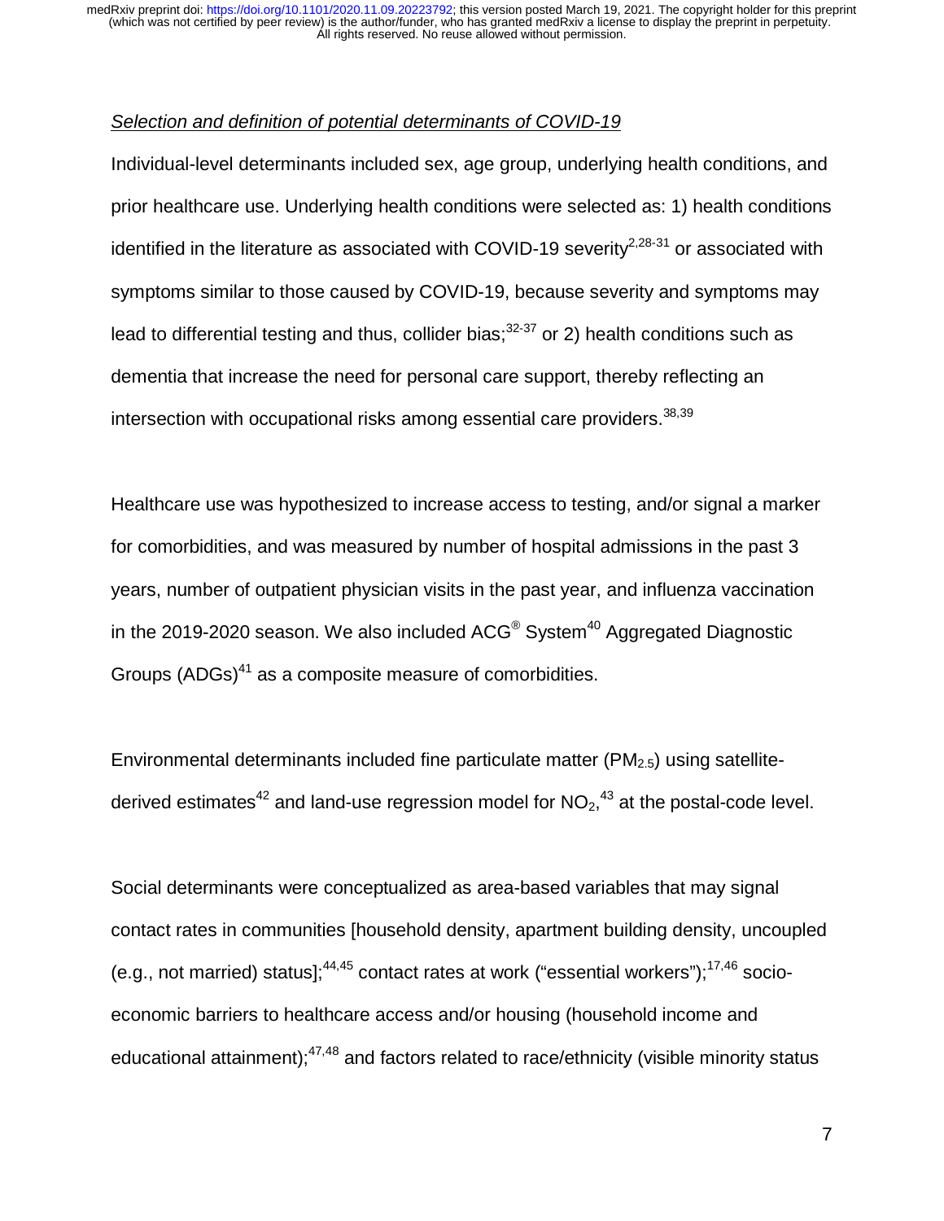*Selection and definition of potential determinants of COVID-19*

Individual-level determinants included sex, age group, underlying health conditions, and prior healthcare use. Underlying health conditions were selected as: 1) health conditions identified in the literature as associated with COVID-19 severity[2,28-31] or associated with symptoms similar to those caused by COVID-19, because severity and symptoms may lead to differential testing and thus, collider bias;[32-37] or 2) health conditions such as dementia that increase the need for personal care support, thereby reflecting an intersection with occupational risks among essential care providers.[38,39]

Healthcare use was hypothesized to increase access to testing, and/or signal a marker for comorbidities, and was measured by number of hospital admissions in the past 3 years, number of outpatient physician visits in the past year, and influenza vaccination in the 2019-2020 season. We also included ACG® System[40] Aggregated Diagnostic Groups (ADGs)[41] as a composite measure of comorbidities.

Environmental determinants included fine particulate matter ($PM_{2.5}$) using satellite-derived estimates[42] and land-use regression model for $NO_2$,[43] at the postal-code level.

Social determinants were conceptualized as area-based variables that may signal contact rates in communities [household density, apartment building density, uncoupled (e.g., not married) status];[44,45] contact rates at work ("essential workers");[17,46] socio-economic barriers to healthcare access and/or housing (household income and educational attainment);[47,48] and factors related to race/ethnicity (visible minority status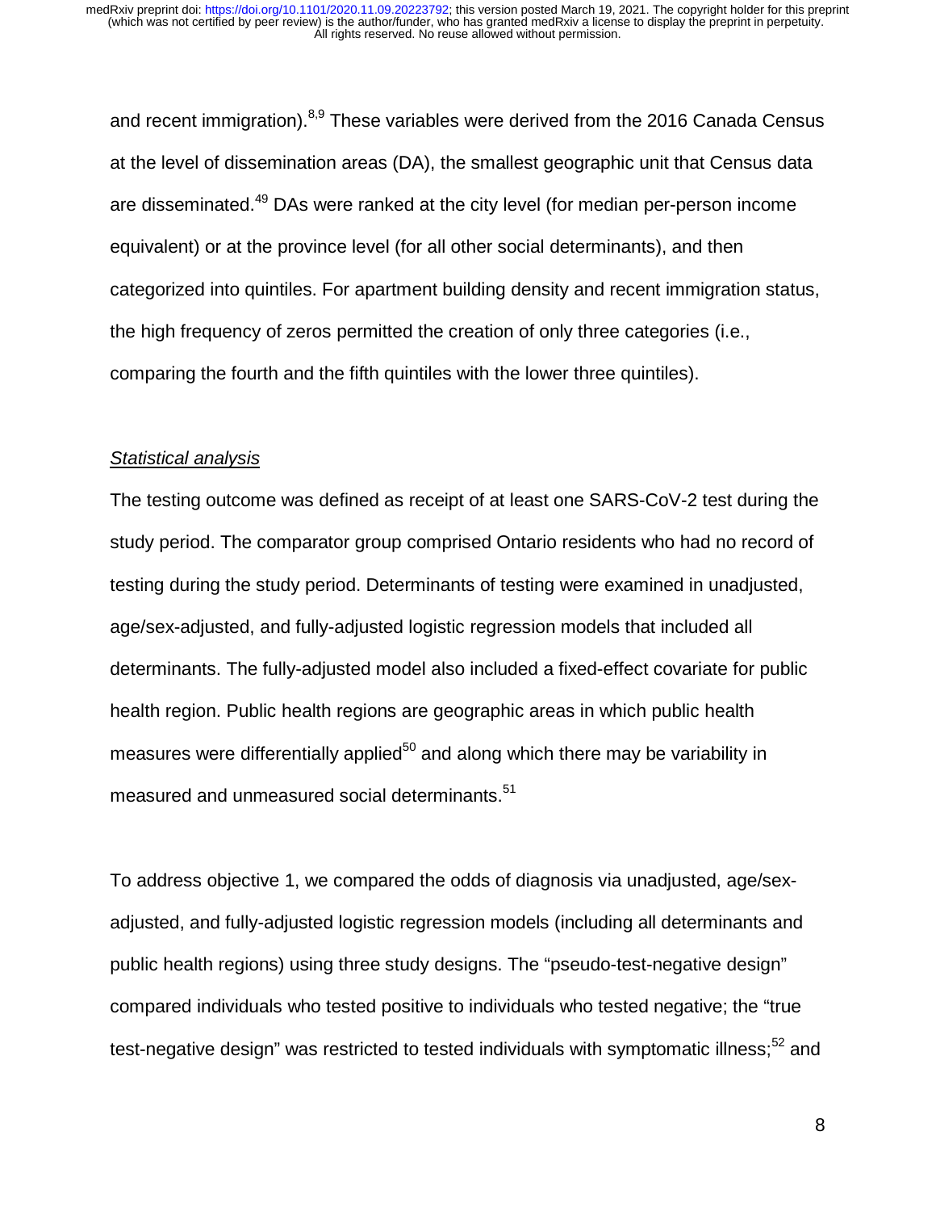and recent immigration).[8,9] These variables were derived from the 2016 Canada Census at the level of dissemination areas (DA), the smallest geographic unit that Census data are disseminated.[49] DAs were ranked at the city level (for median per-person income equivalent) or at the province level (for all other social determinants), and then categorized into quintiles. For apartment building density and recent immigration status, the high frequency of zeros permitted the creation of only three categories (i.e., comparing the fourth and the fifth quintiles with the lower three quintiles).

*Statistical analysis*

The testing outcome was defined as receipt of at least one SARS-CoV-2 test during the study period. The comparator group comprised Ontario residents who had no record of testing during the study period. Determinants of testing were examined in unadjusted, age/sex-adjusted, and fully-adjusted logistic regression models that included all determinants. The fully-adjusted model also included a fixed-effect covariate for public health region. Public health regions are geographic areas in which public health measures were differentially applied[50] and along which there may be variability in measured and unmeasured social determinants.[51]

To address objective 1, we compared the odds of diagnosis via unadjusted, age/sex-adjusted, and fully-adjusted logistic regression models (including all determinants and public health regions) using three study designs. The "pseudo-test-negative design" compared individuals who tested positive to individuals who tested negative; the "true test-negative design" was restricted to tested individuals with symptomatic illness;[52] and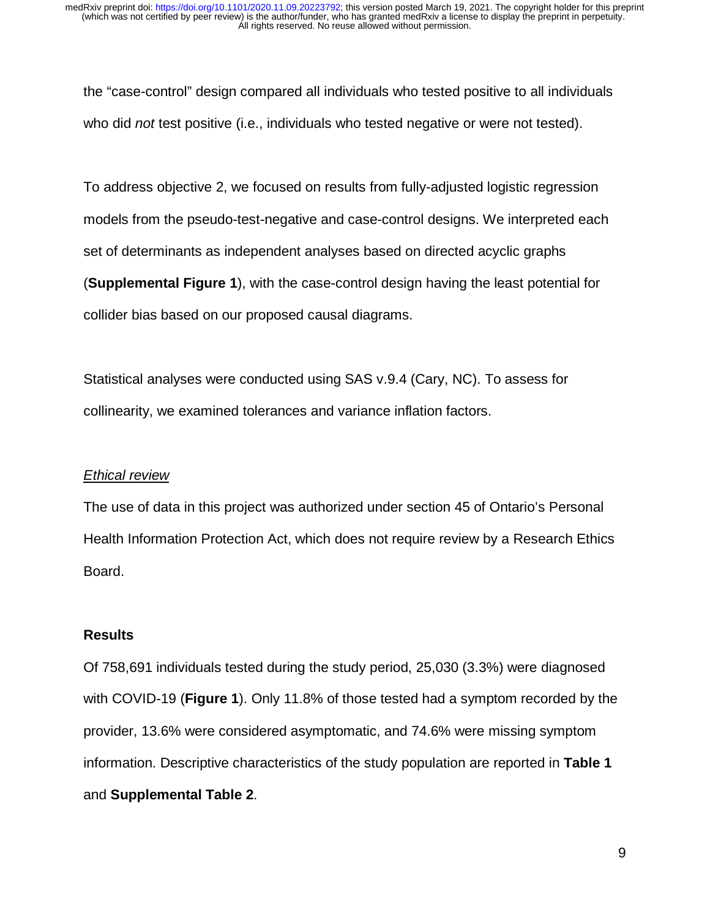the "case-control" design compared all individuals who tested positive to all individuals who did *not* test positive (i.e., individuals who tested negative or were not tested).

To address objective 2, we focused on results from fully-adjusted logistic regression models from the pseudo-test-negative and case-control designs. We interpreted each set of determinants as independent analyses based on directed acyclic graphs (**Supplemental Figure 1**), with the case-control design having the least potential for collider bias based on our proposed causal diagrams.

Statistical analyses were conducted using SAS v.9.4 (Cary, NC). To assess for collinearity, we examined tolerances and variance inflation factors.

*Ethical review*

The use of data in this project was authorized under section 45 of Ontario's Personal Health Information Protection Act, which does not require review by a Research Ethics Board.

## Results

Of 758,691 individuals tested during the study period, 25,030 (3.3%) were diagnosed with COVID-19 (**Figure 1**). Only 11.8% of those tested had a symptom recorded by the provider, 13.6% were considered asymptomatic, and 74.6% were missing symptom information. Descriptive characteristics of the study population are reported in **Table 1** and **Supplemental Table 2**.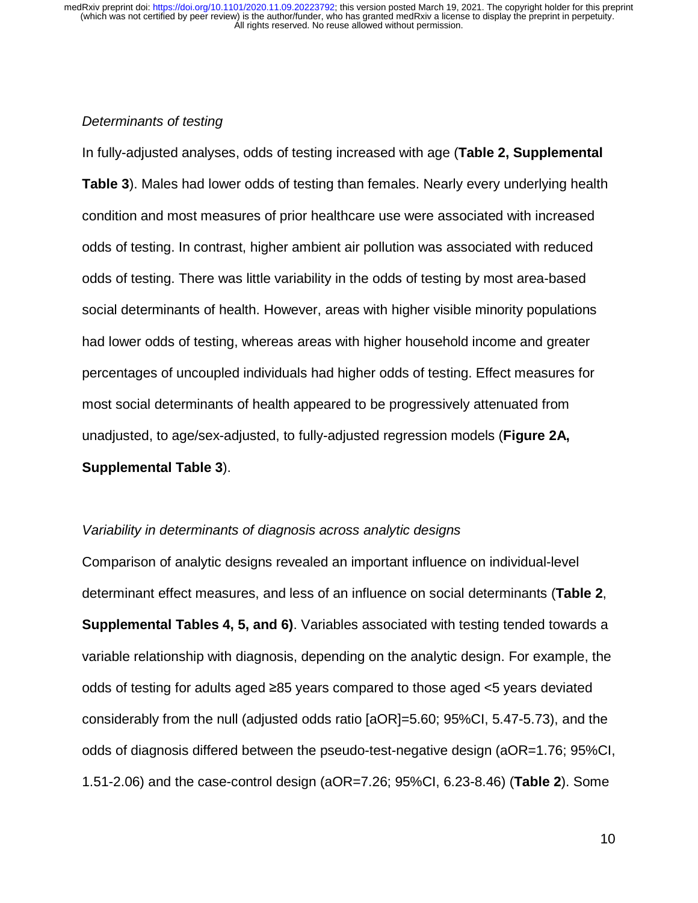*Determinants of testing*

In fully-adjusted analyses, odds of testing increased with age (**Table 2, Supplemental Table 3**). Males had lower odds of testing than females. Nearly every underlying health condition and most measures of prior healthcare use were associated with increased odds of testing. In contrast, higher ambient air pollution was associated with reduced odds of testing. There was little variability in the odds of testing by most area-based social determinants of health. However, areas with higher visible minority populations had lower odds of testing, whereas areas with higher household income and greater percentages of uncoupled individuals had higher odds of testing. Effect measures for most social determinants of health appeared to be progressively attenuated from unadjusted, to age/sex-adjusted, to fully-adjusted regression models (**Figure 2A, Supplemental Table 3**).

*Variability in determinants of diagnosis across analytic designs*

Comparison of analytic designs revealed an important influence on individual-level determinant effect measures, and less of an influence on social determinants (**Table 2**, **Supplemental Tables 4, 5, and 6)**. Variables associated with testing tended towards a variable relationship with diagnosis, depending on the analytic design. For example, the odds of testing for adults aged ≥85 years compared to those aged <5 years deviated considerably from the null (adjusted odds ratio [aOR]=5.60; 95%CI, 5.47-5.73), and the odds of diagnosis differed between the pseudo-test-negative design (aOR=1.76; 95%CI, 1.51-2.06) and the case-control design (aOR=7.26; 95%CI, 6.23-8.46) (**Table 2**). Some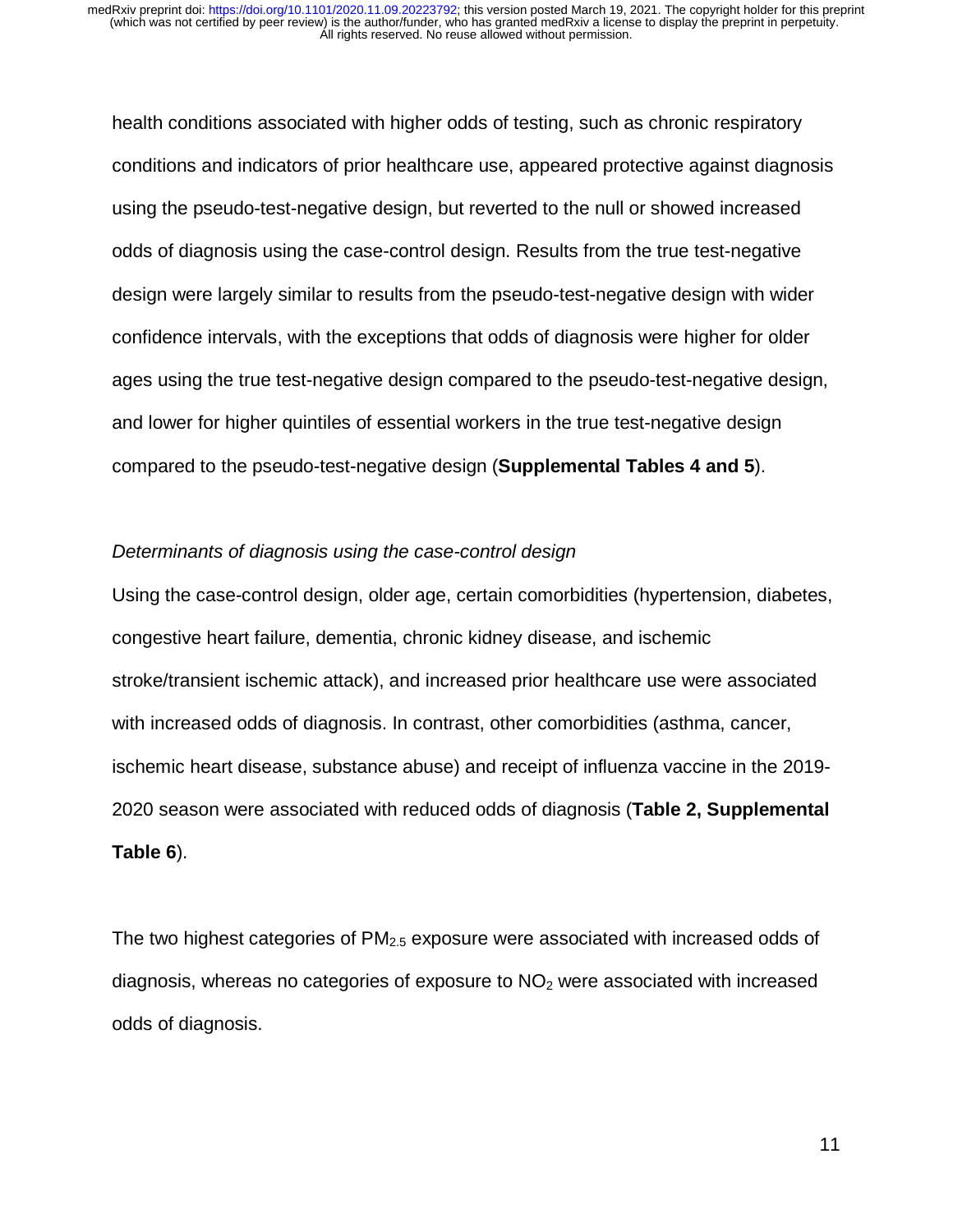health conditions associated with higher odds of testing, such as chronic respiratory conditions and indicators of prior healthcare use, appeared protective against diagnosis using the pseudo-test-negative design, but reverted to the null or showed increased odds of diagnosis using the case-control design. Results from the true test-negative design were largely similar to results from the pseudo-test-negative design with wider confidence intervals, with the exceptions that odds of diagnosis were higher for older ages using the true test-negative design compared to the pseudo-test-negative design, and lower for higher quintiles of essential workers in the true test-negative design compared to the pseudo-test-negative design (**Supplemental Tables 4 and 5**).

*Determinants of diagnosis using the case-control design*

Using the case-control design, older age, certain comorbidities (hypertension, diabetes, congestive heart failure, dementia, chronic kidney disease, and ischemic stroke/transient ischemic attack), and increased prior healthcare use were associated with increased odds of diagnosis. In contrast, other comorbidities (asthma, cancer, ischemic heart disease, substance abuse) and receipt of influenza vaccine in the 2019-2020 season were associated with reduced odds of diagnosis (**Table 2, Supplemental Table 6**).

The two highest categories of $PM_{2.5}$ exposure were associated with increased odds of diagnosis, whereas no categories of exposure to $NO_2$ were associated with increased odds of diagnosis.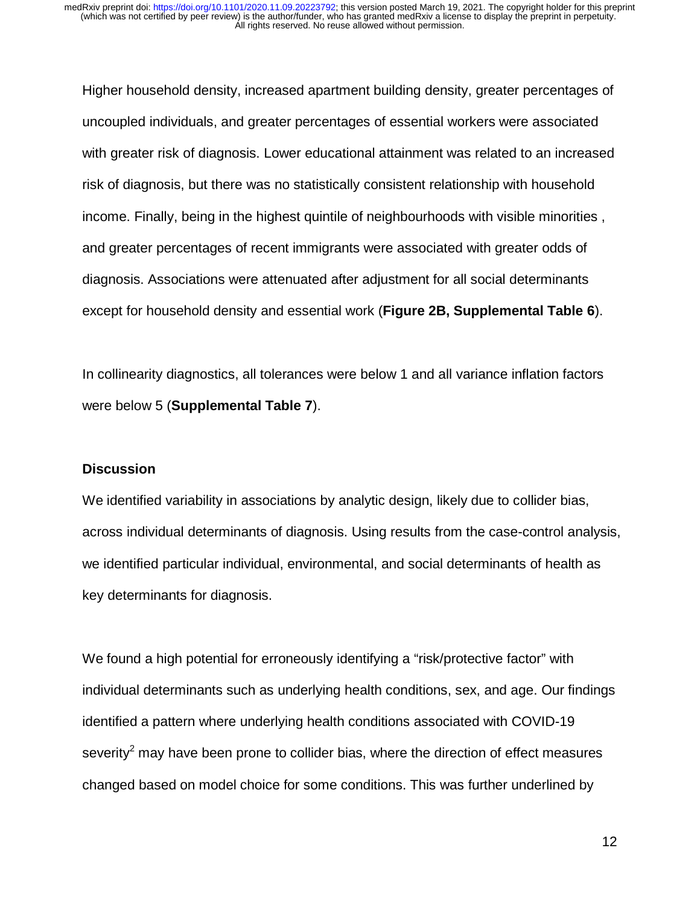Higher household density, increased apartment building density, greater percentages of uncoupled individuals, and greater percentages of essential workers were associated with greater risk of diagnosis. Lower educational attainment was related to an increased risk of diagnosis, but there was no statistically consistent relationship with household income. Finally, being in the highest quintile of neighbourhoods with visible minorities , and greater percentages of recent immigrants were associated with greater odds of diagnosis. Associations were attenuated after adjustment for all social determinants except for household density and essential work (**Figure 2B, Supplemental Table 6**).

In collinearity diagnostics, all tolerances were below 1 and all variance inflation factors were below 5 (**Supplemental Table 7**).

## Discussion

We identified variability in associations by analytic design, likely due to collider bias, across individual determinants of diagnosis. Using results from the case-control analysis, we identified particular individual, environmental, and social determinants of health as key determinants for diagnosis.

We found a high potential for erroneously identifying a "risk/protective factor" with individual determinants such as underlying health conditions, sex, and age. Our findings identified a pattern where underlying health conditions associated with COVID-19 severity[2] may have been prone to collider bias, where the direction of effect measures changed based on model choice for some conditions. This was further underlined by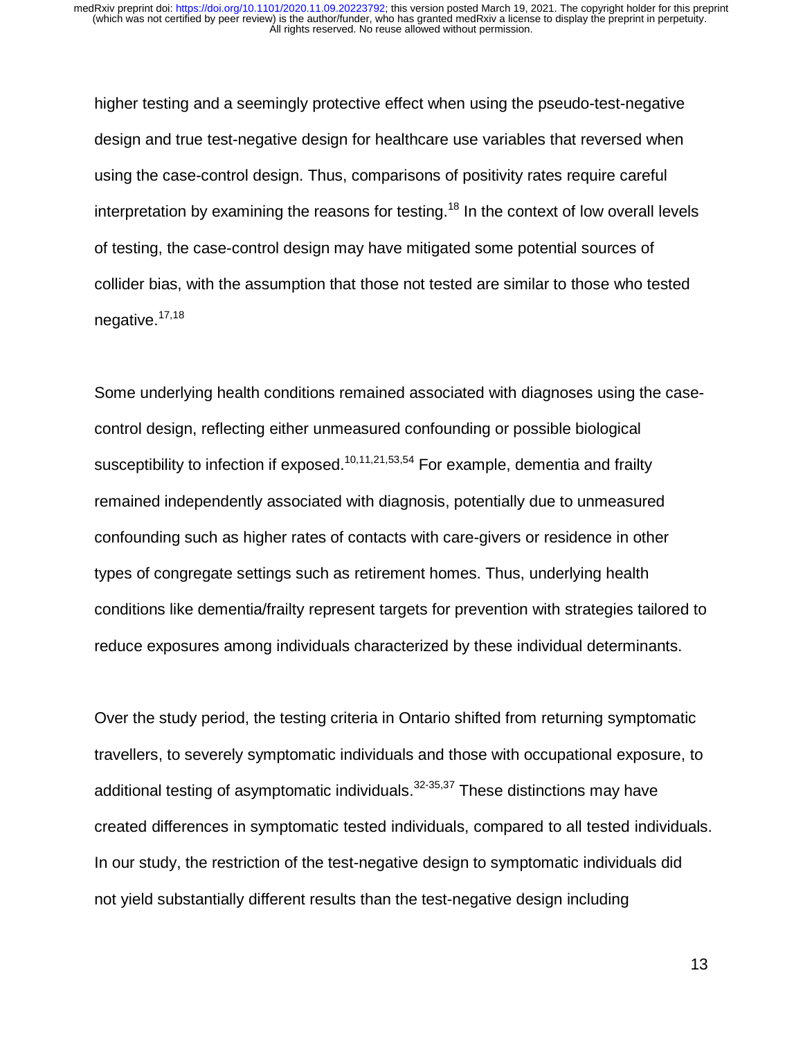higher testing and a seemingly protective effect when using the pseudo-test-negative design and true test-negative design for healthcare use variables that reversed when using the case-control design. Thus, comparisons of positivity rates require careful interpretation by examining the reasons for testing.[18] In the context of low overall levels of testing, the case-control design may have mitigated some potential sources of collider bias, with the assumption that those not tested are similar to those who tested negative.[17,18]

Some underlying health conditions remained associated with diagnoses using the case-control design, reflecting either unmeasured confounding or possible biological susceptibility to infection if exposed.[10,11,21,53,54] For example, dementia and frailty remained independently associated with diagnosis, potentially due to unmeasured confounding such as higher rates of contacts with care-givers or residence in other types of congregate settings such as retirement homes. Thus, underlying health conditions like dementia/frailty represent targets for prevention with strategies tailored to reduce exposures among individuals characterized by these individual determinants.

Over the study period, the testing criteria in Ontario shifted from returning symptomatic travellers, to severely symptomatic individuals and those with occupational exposure, to additional testing of asymptomatic individuals.[32-35,37] These distinctions may have created differences in symptomatic tested individuals, compared to all tested individuals. In our study, the restriction of the test-negative design to symptomatic individuals did not yield substantially different results than the test-negative design including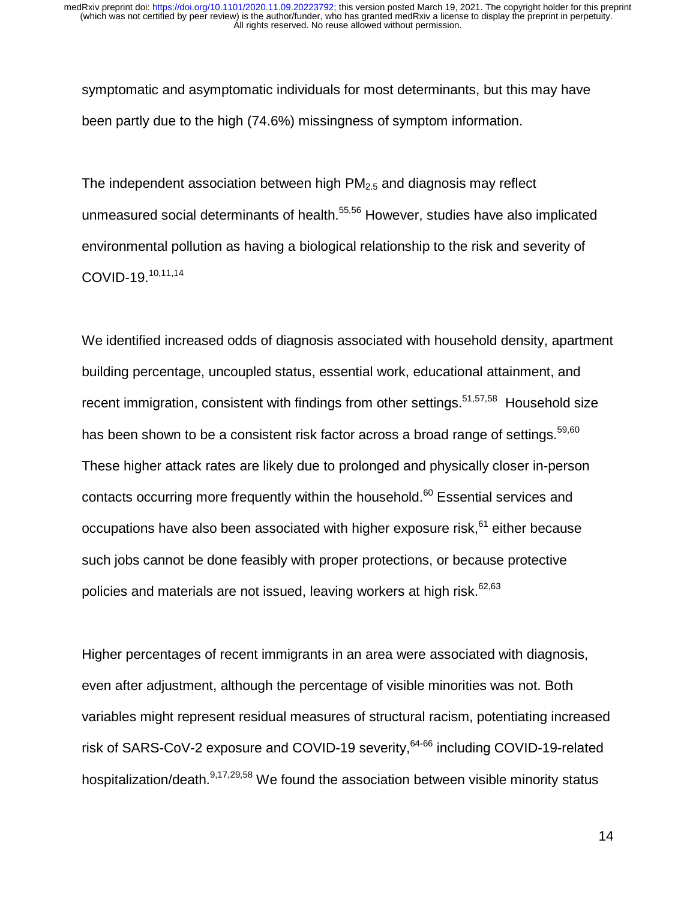symptomatic and asymptomatic individuals for most determinants, but this may have been partly due to the high (74.6%) missingness of symptom information.

The independent association between high $PM_{2.5}$ and diagnosis may reflect unmeasured social determinants of health.[55,56] However, studies have also implicated environmental pollution as having a biological relationship to the risk and severity of COVID-19.[10,11,14]

We identified increased odds of diagnosis associated with household density, apartment building percentage, uncoupled status, essential work, educational attainment, and recent immigration, consistent with findings from other settings.[51,57,58] Household size has been shown to be a consistent risk factor across a broad range of settings.[59,60] These higher attack rates are likely due to prolonged and physically closer in-person contacts occurring more frequently within the household.[60] Essential services and occupations have also been associated with higher exposure risk,[61] either because such jobs cannot be done feasibly with proper protections, or because protective policies and materials are not issued, leaving workers at high risk.[62,63]

Higher percentages of recent immigrants in an area were associated with diagnosis, even after adjustment, although the percentage of visible minorities was not. Both variables might represent residual measures of structural racism, potentiating increased risk of SARS-CoV-2 exposure and COVID-19 severity,[64-66] including COVID-19-related hospitalization/death.[9,17,29,58] We found the association between visible minority status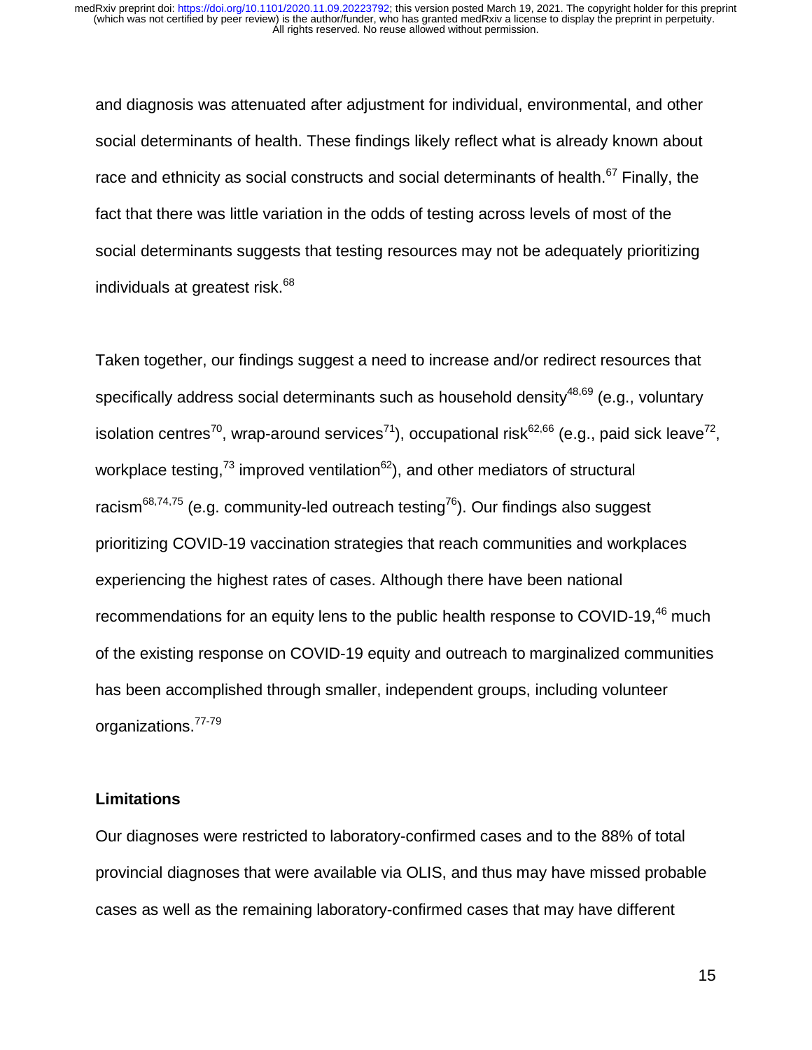and diagnosis was attenuated after adjustment for individual, environmental, and other social determinants of health. These findings likely reflect what is already known about race and ethnicity as social constructs and social determinants of health.[67] Finally, the fact that there was little variation in the odds of testing across levels of most of the social determinants suggests that testing resources may not be adequately prioritizing individuals at greatest risk.[68]

Taken together, our findings suggest a need to increase and/or redirect resources that specifically address social determinants such as household density[48,69] (e.g., voluntary isolation centres[70], wrap-around services[71]), occupational risk[62,66] (e.g., paid sick leave[72], workplace testing,[73] improved ventilation[62]), and other mediators of structural racism[68,74,75] (e.g. community-led outreach testing[76]). Our findings also suggest prioritizing COVID-19 vaccination strategies that reach communities and workplaces experiencing the highest rates of cases. Although there have been national recommendations for an equity lens to the public health response to COVID-19,[46] much of the existing response on COVID-19 equity and outreach to marginalized communities has been accomplished through smaller, independent groups, including volunteer organizations.[77-79]

**Limitations**

Our diagnoses were restricted to laboratory-confirmed cases and to the 88% of total provincial diagnoses that were available via OLIS, and thus may have missed probable cases as well as the remaining laboratory-confirmed cases that may have different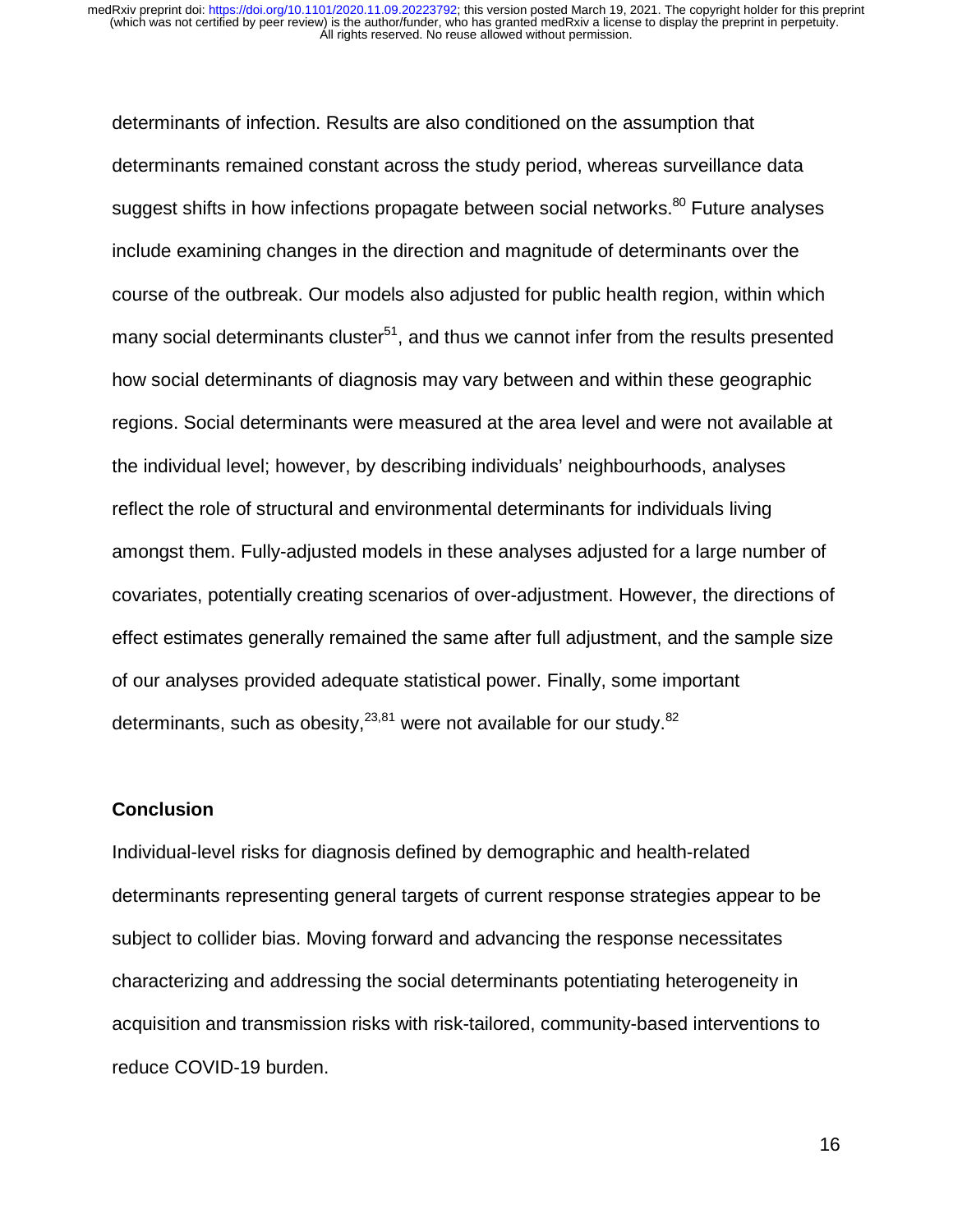determinants of infection. Results are also conditioned on the assumption that determinants remained constant across the study period, whereas surveillance data suggest shifts in how infections propagate between social networks.[80] Future analyses include examining changes in the direction and magnitude of determinants over the course of the outbreak. Our models also adjusted for public health region, within which many social determinants cluster[51], and thus we cannot infer from the results presented how social determinants of diagnosis may vary between and within these geographic regions. Social determinants were measured at the area level and were not available at the individual level; however, by describing individuals' neighbourhoods, analyses reflect the role of structural and environmental determinants for individuals living amongst them. Fully-adjusted models in these analyses adjusted for a large number of covariates, potentially creating scenarios of over-adjustment. However, the directions of effect estimates generally remained the same after full adjustment, and the sample size of our analyses provided adequate statistical power. Finally, some important determinants, such as obesity,[23,81] were not available for our study.[82]

## Conclusion

Individual-level risks for diagnosis defined by demographic and health-related determinants representing general targets of current response strategies appear to be subject to collider bias. Moving forward and advancing the response necessitates characterizing and addressing the social determinants potentiating heterogeneity in acquisition and transmission risks with risk-tailored, community-based interventions to reduce COVID-19 burden.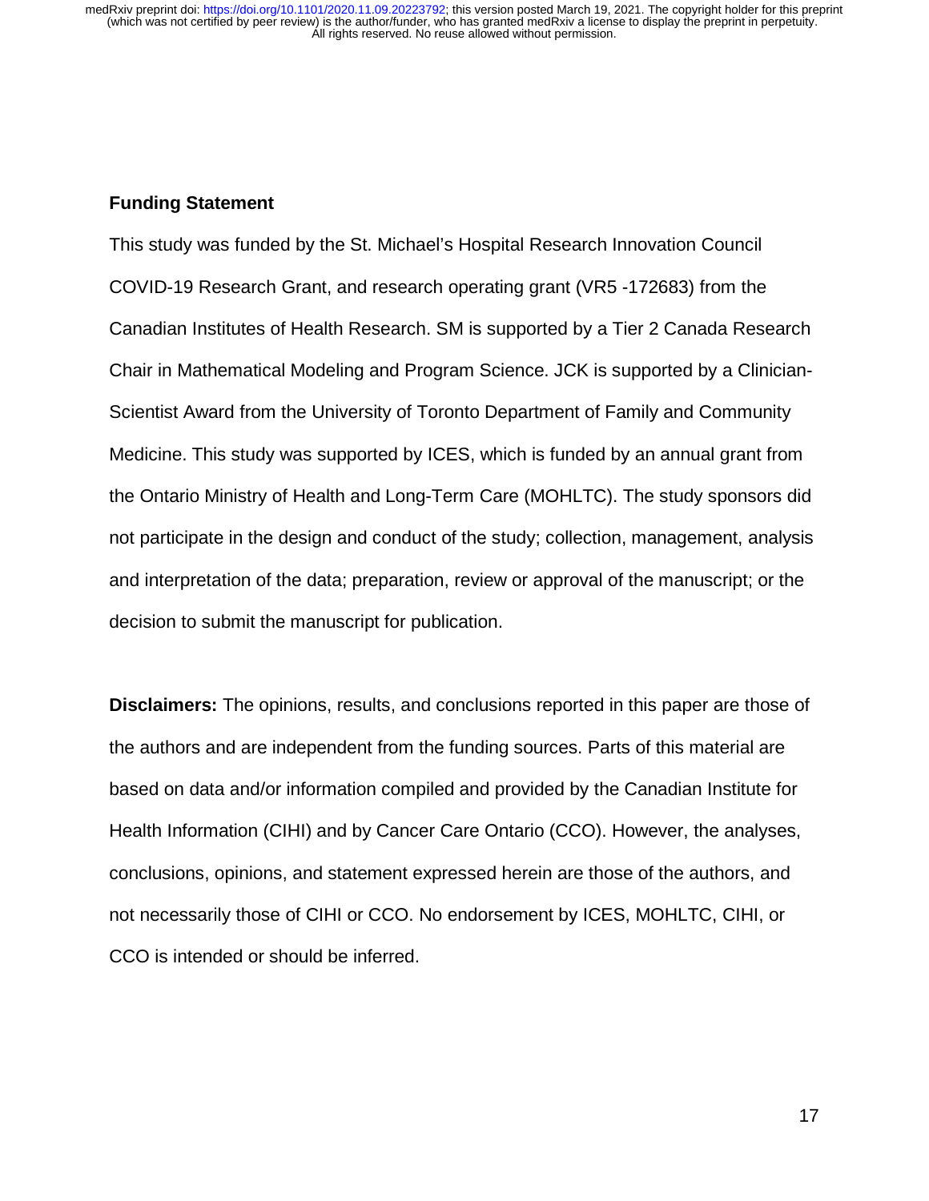**Funding Statement**

This study was funded by the St. Michael's Hospital Research Innovation Council COVID-19 Research Grant, and research operating grant (VR5 -172683) from the Canadian Institutes of Health Research. SM is supported by a Tier 2 Canada Research Chair in Mathematical Modeling and Program Science. JCK is supported by a Clinician-Scientist Award from the University of Toronto Department of Family and Community Medicine. This study was supported by ICES, which is funded by an annual grant from the Ontario Ministry of Health and Long-Term Care (MOHLTC). The study sponsors did not participate in the design and conduct of the study; collection, management, analysis and interpretation of the data; preparation, review or approval of the manuscript; or the decision to submit the manuscript for publication.

**Disclaimers:** The opinions, results, and conclusions reported in this paper are those of the authors and are independent from the funding sources. Parts of this material are based on data and/or information compiled and provided by the Canadian Institute for Health Information (CIHI) and by Cancer Care Ontario (CCO). However, the analyses, conclusions, opinions, and statement expressed herein are those of the authors, and not necessarily those of CIHI or CCO. No endorsement by ICES, MOHLTC, CIHI, or CCO is intended or should be inferred.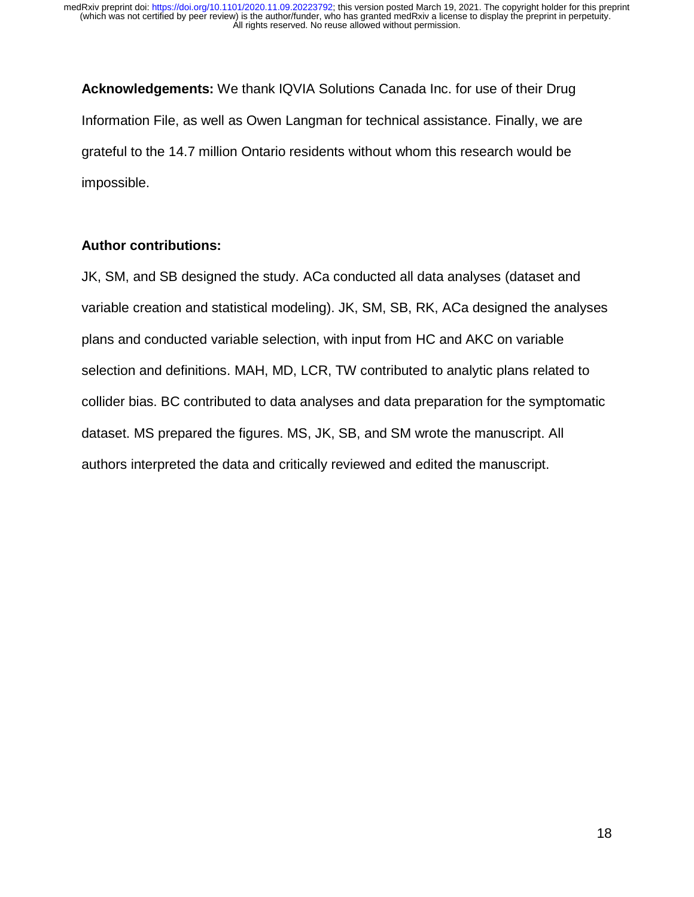**Acknowledgements:** We thank IQVIA Solutions Canada Inc. for use of their Drug Information File, as well as Owen Langman for technical assistance. Finally, we are grateful to the 14.7 million Ontario residents without whom this research would be impossible.

**Author contributions:**

JK, SM, and SB designed the study. ACa conducted all data analyses (dataset and variable creation and statistical modeling). JK, SM, SB, RK, ACa designed the analyses plans and conducted variable selection, with input from HC and AKC on variable selection and definitions. MAH, MD, LCR, TW contributed to analytic plans related to collider bias. BC contributed to data analyses and data preparation for the symptomatic dataset. MS prepared the figures. MS, JK, SB, and SM wrote the manuscript. All authors interpreted the data and critically reviewed and edited the manuscript.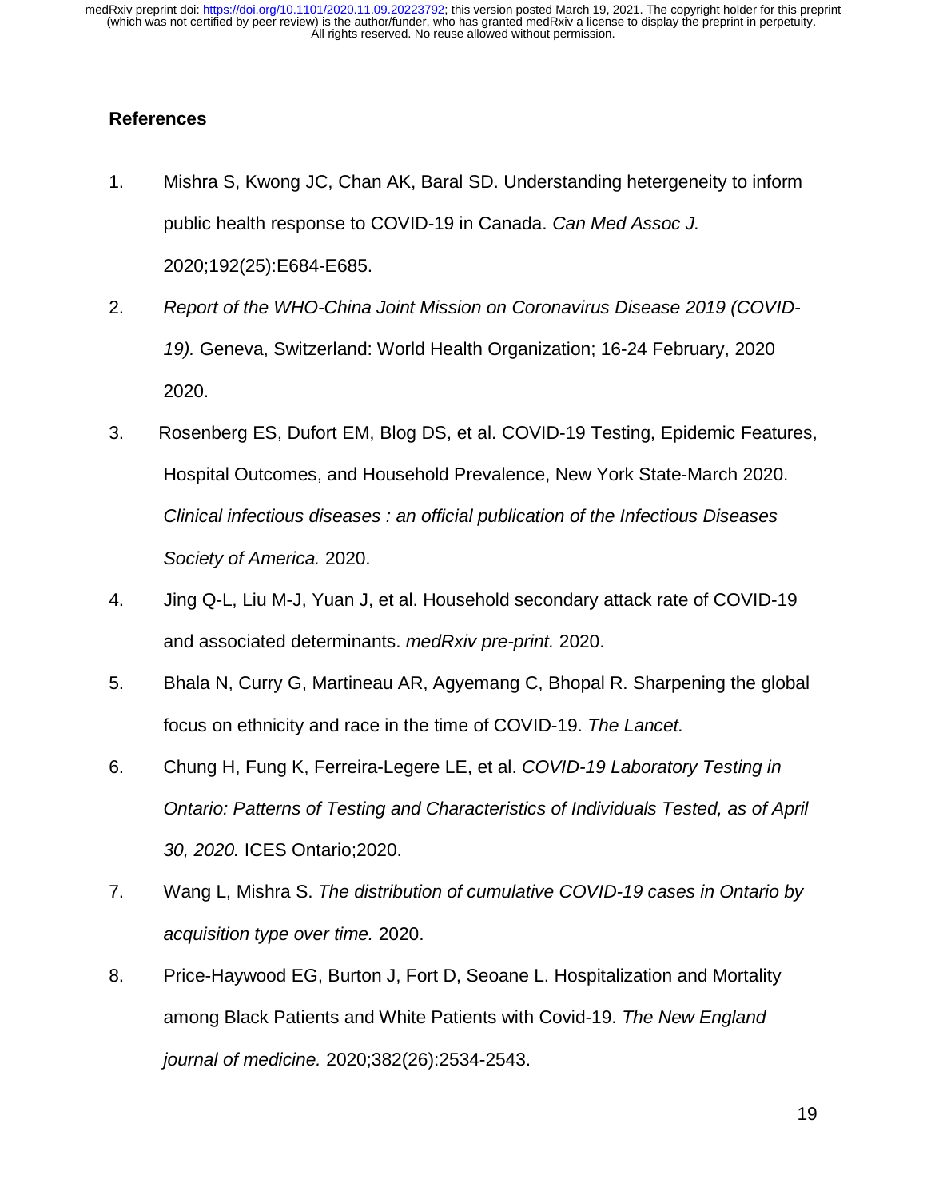## References

1. Mishra S, Kwong JC, Chan AK, Baral SD. Understanding hetergeneity to inform public health response to COVID-19 in Canada. *Can Med Assoc J.* 2020;192(25):E684-E685.
2. *Report of the WHO-China Joint Mission on Coronavirus Disease 2019 (COVID-19).* Geneva, Switzerland: World Health Organization; 16-24 February, 2020 2020.
3. Rosenberg ES, Dufort EM, Blog DS, et al. COVID-19 Testing, Epidemic Features, Hospital Outcomes, and Household Prevalence, New York State-March 2020. *Clinical infectious diseases : an official publication of the Infectious Diseases Society of America.* 2020.
4. Jing Q-L, Liu M-J, Yuan J, et al. Household secondary attack rate of COVID-19 and associated determinants. *medRxiv pre-print.* 2020.
5. Bhala N, Curry G, Martineau AR, Agyemang C, Bhopal R. Sharpening the global focus on ethnicity and race in the time of COVID-19. *The Lancet.*
6. Chung H, Fung K, Ferreira-Legere LE, et al. *COVID-19 Laboratory Testing in Ontario: Patterns of Testing and Characteristics of Individuals Tested, as of April 30, 2020.* ICES Ontario;2020.
7. Wang L, Mishra S. *The distribution of cumulative COVID-19 cases in Ontario by acquisition type over time.* 2020.
8. Price-Haywood EG, Burton J, Fort D, Seoane L. Hospitalization and Mortality among Black Patients and White Patients with Covid-19. *The New England journal of medicine.* 2020;382(26):2534-2543.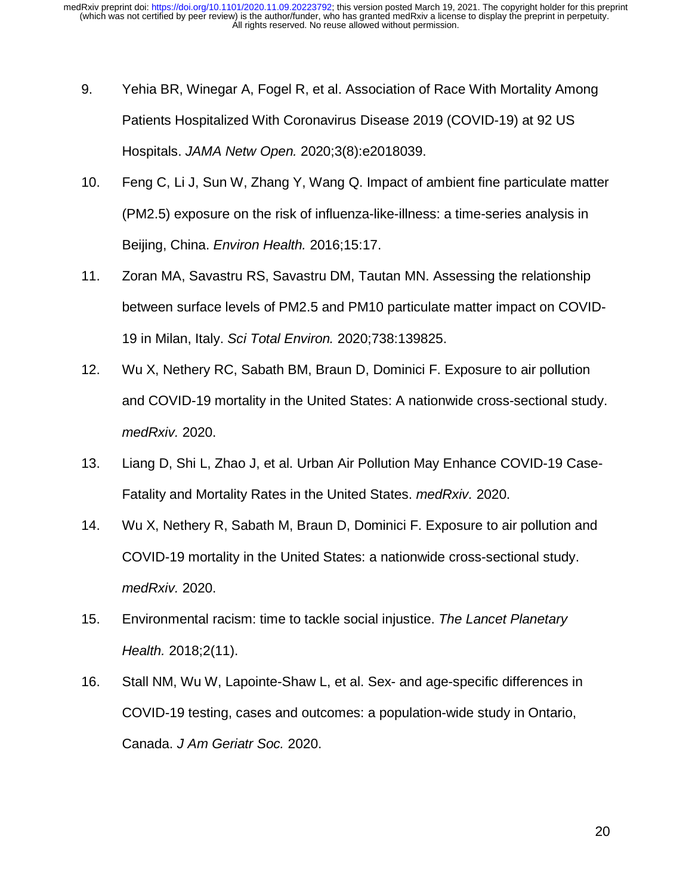9. Yehia BR, Winegar A, Fogel R, et al. Association of Race With Mortality Among Patients Hospitalized With Coronavirus Disease 2019 (COVID-19) at 92 US Hospitals. *JAMA Netw Open.* 2020;3(8):e2018039.

10. Feng C, Li J, Sun W, Zhang Y, Wang Q. Impact of ambient fine particulate matter (PM2.5) exposure on the risk of influenza-like-illness: a time-series analysis in Beijing, China. *Environ Health.* 2016;15:17.

11. Zoran MA, Savastru RS, Savastru DM, Tautan MN. Assessing the relationship between surface levels of PM2.5 and PM10 particulate matter impact on COVID-19 in Milan, Italy. *Sci Total Environ.* 2020;738:139825.

12. Wu X, Nethery RC, Sabath BM, Braun D, Dominici F. Exposure to air pollution and COVID-19 mortality in the United States: A nationwide cross-sectional study. *medRxiv.* 2020.

13. Liang D, Shi L, Zhao J, et al. Urban Air Pollution May Enhance COVID-19 Case-Fatality and Mortality Rates in the United States. *medRxiv.* 2020.

14. Wu X, Nethery R, Sabath M, Braun D, Dominici F. Exposure to air pollution and COVID-19 mortality in the United States: a nationwide cross-sectional study. *medRxiv.* 2020.

15. Environmental racism: time to tackle social injustice. *The Lancet Planetary Health.* 2018;2(11).

16. Stall NM, Wu W, Lapointe-Shaw L, et al. Sex- and age-specific differences in COVID-19 testing, cases and outcomes: a population-wide study in Ontario, Canada. *J Am Geriatr Soc.* 2020.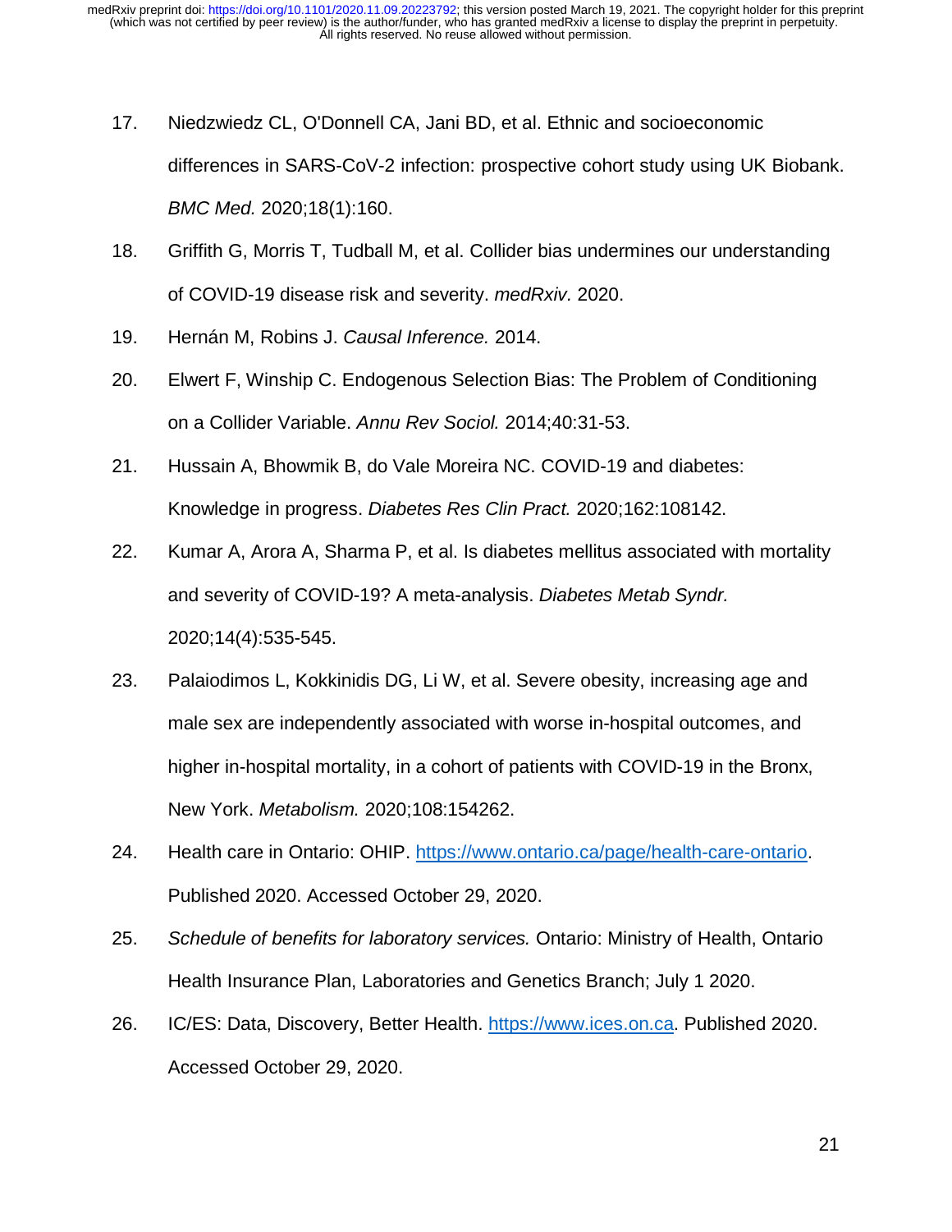17. Niedzwiedz CL, O'Donnell CA, Jani BD, et al. Ethnic and socioeconomic differences in SARS-CoV-2 infection: prospective cohort study using UK Biobank. *BMC Med.* 2020;18(1):160.
18. Griffith G, Morris T, Tudball M, et al. Collider bias undermines our understanding of COVID-19 disease risk and severity. *medRxiv.* 2020.
19. Hernán M, Robins J. *Causal Inference.* 2014.
20. Elwert F, Winship C. Endogenous Selection Bias: The Problem of Conditioning on a Collider Variable. *Annu Rev Sociol.* 2014;40:31-53.
21. Hussain A, Bhowmik B, do Vale Moreira NC. COVID-19 and diabetes: Knowledge in progress. *Diabetes Res Clin Pract.* 2020;162:108142.
22. Kumar A, Arora A, Sharma P, et al. Is diabetes mellitus associated with mortality and severity of COVID-19? A meta-analysis. *Diabetes Metab Syndr.* 2020;14(4):535-545.
23. Palaiodimos L, Kokkinidis DG, Li W, et al. Severe obesity, increasing age and male sex are independently associated with worse in-hospital outcomes, and higher in-hospital mortality, in a cohort of patients with COVID-19 in the Bronx, New York. *Metabolism.* 2020;108:154262.
24. Health care in Ontario: OHIP. https://www.ontario.ca/page/health-care-ontario. Published 2020. Accessed October 29, 2020.
25. *Schedule of benefits for laboratory services.* Ontario: Ministry of Health, Ontario Health Insurance Plan, Laboratories and Genetics Branch; July 1 2020.
26. IC/ES: Data, Discovery, Better Health. https://www.ices.on.ca. Published 2020. Accessed October 29, 2020.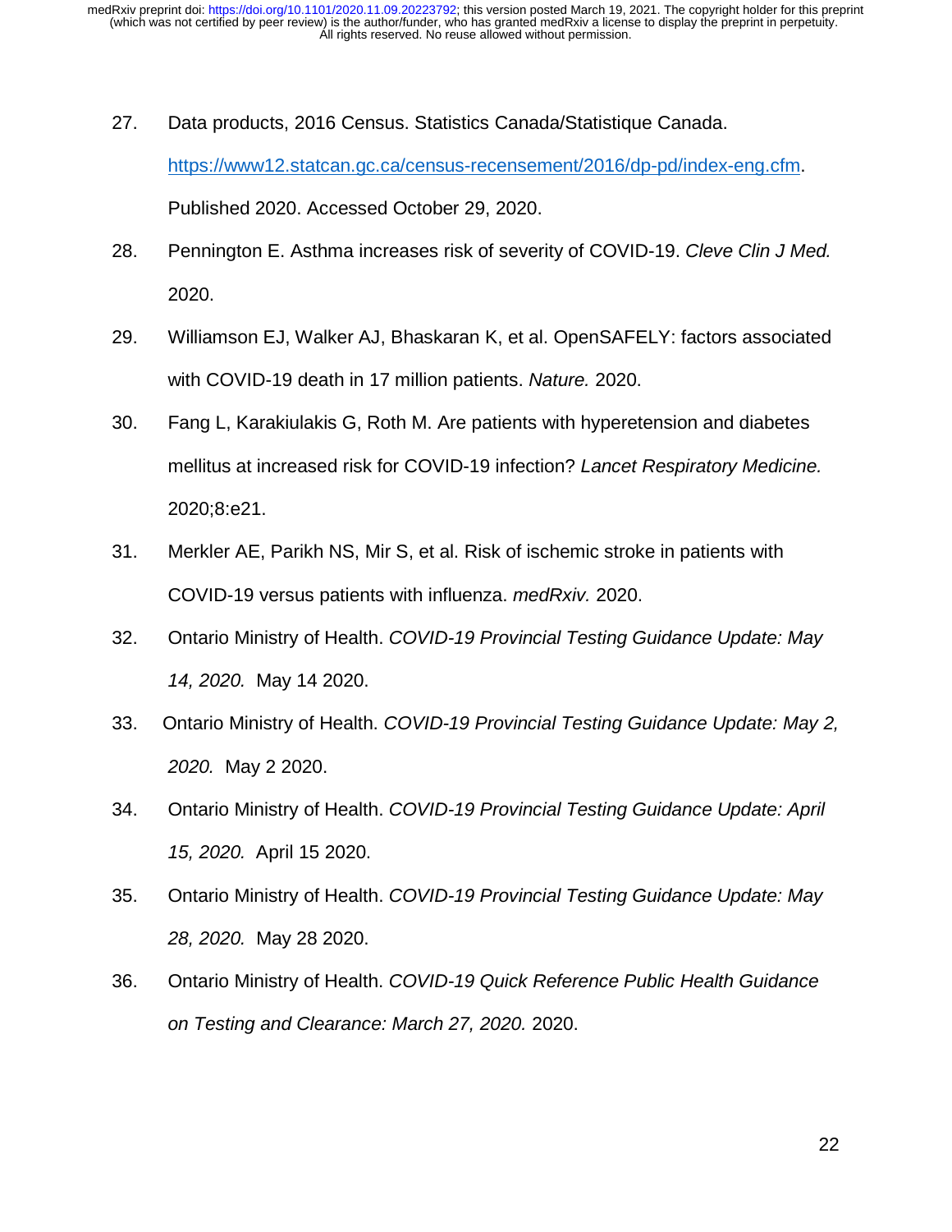27. Data products, 2016 Census. Statistics Canada/Statistique Canada. https://www12.statcan.gc.ca/census-recensement/2016/dp-pd/index-eng.cfm. Published 2020. Accessed October 29, 2020.

28. Pennington E. Asthma increases risk of severity of COVID-19. *Cleve Clin J Med.* 2020.

29. Williamson EJ, Walker AJ, Bhaskaran K, et al. OpenSAFELY: factors associated with COVID-19 death in 17 million patients. *Nature.* 2020.

30. Fang L, Karakiulakis G, Roth M. Are patients with hyperetension and diabetes mellitus at increased risk for COVID-19 infection? *Lancet Respiratory Medicine.* 2020;8:e21.

31. Merkler AE, Parikh NS, Mir S, et al. Risk of ischemic stroke in patients with COVID-19 versus patients with influenza. *medRxiv.* 2020.

32. Ontario Ministry of Health. *COVID-19 Provincial Testing Guidance Update: May 14, 2020.* May 14 2020.

33. Ontario Ministry of Health. *COVID-19 Provincial Testing Guidance Update: May 2, 2020.* May 2 2020.

34. Ontario Ministry of Health. *COVID-19 Provincial Testing Guidance Update: April 15, 2020.* April 15 2020.

35. Ontario Ministry of Health. *COVID-19 Provincial Testing Guidance Update: May 28, 2020.* May 28 2020.

36. Ontario Ministry of Health. *COVID-19 Quick Reference Public Health Guidance on Testing and Clearance: March 27, 2020.* 2020.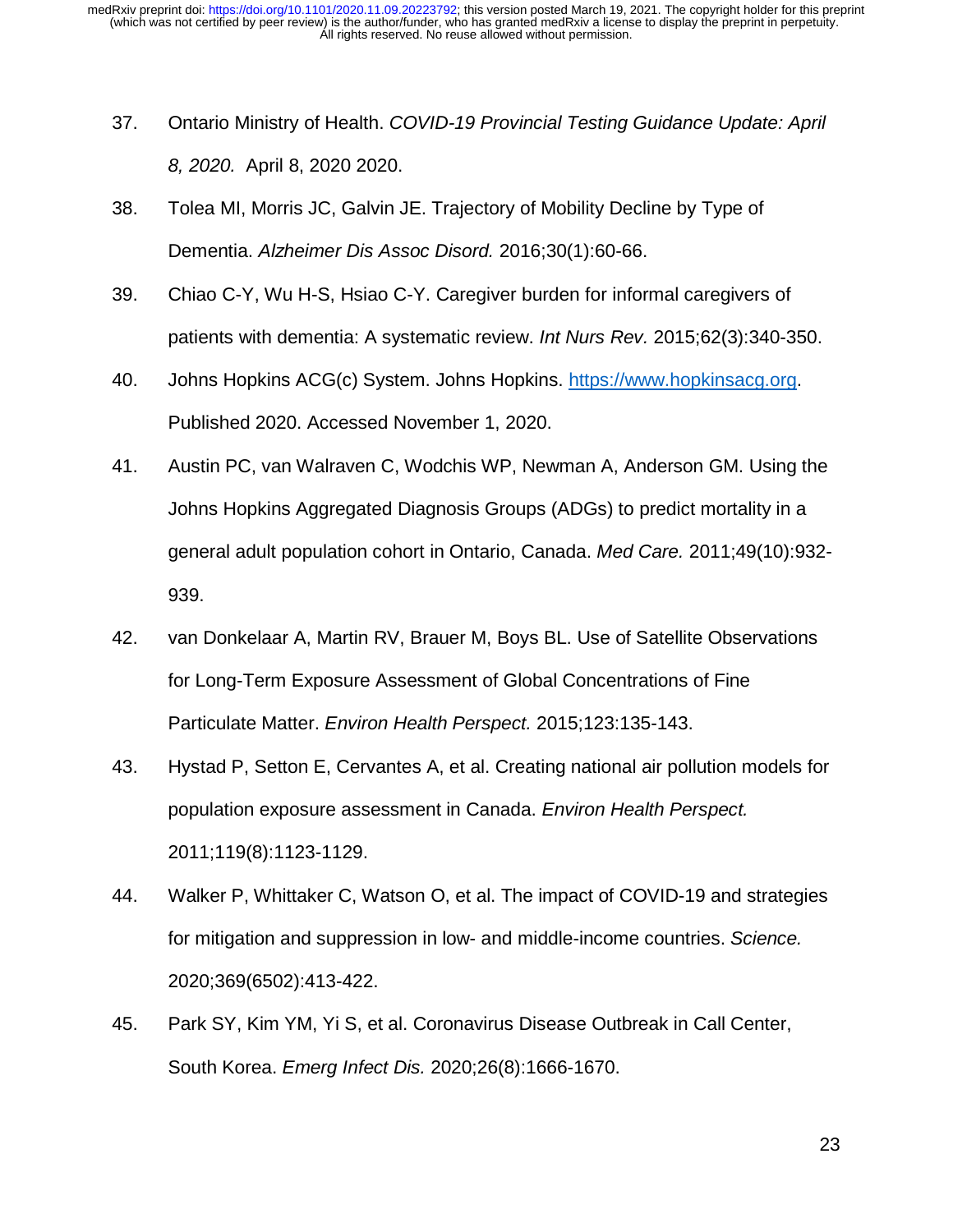37. Ontario Ministry of Health. *COVID-19 Provincial Testing Guidance Update: April 8, 2020.* April 8, 2020 2020.
38. Tolea MI, Morris JC, Galvin JE. Trajectory of Mobility Decline by Type of Dementia. *Alzheimer Dis Assoc Disord.* 2016;30(1):60-66.
39. Chiao C-Y, Wu H-S, Hsiao C-Y. Caregiver burden for informal caregivers of patients with dementia: A systematic review. *Int Nurs Rev.* 2015;62(3):340-350.
40. Johns Hopkins ACG(c) System. Johns Hopkins. https://www.hopkinsacg.org. Published 2020. Accessed November 1, 2020.
41. Austin PC, van Walraven C, Wodchis WP, Newman A, Anderson GM. Using the Johns Hopkins Aggregated Diagnosis Groups (ADGs) to predict mortality in a general adult population cohort in Ontario, Canada. *Med Care.* 2011;49(10):932-939.
42. van Donkelaar A, Martin RV, Brauer M, Boys BL. Use of Satellite Observations for Long-Term Exposure Assessment of Global Concentrations of Fine Particulate Matter. *Environ Health Perspect.* 2015;123:135-143.
43. Hystad P, Setton E, Cervantes A, et al. Creating national air pollution models for population exposure assessment in Canada. *Environ Health Perspect.* 2011;119(8):1123-1129.
44. Walker P, Whittaker C, Watson O, et al. The impact of COVID-19 and strategies for mitigation and suppression in low- and middle-income countries. *Science.* 2020;369(6502):413-422.
45. Park SY, Kim YM, Yi S, et al. Coronavirus Disease Outbreak in Call Center, South Korea. *Emerg Infect Dis.* 2020;26(8):1666-1670.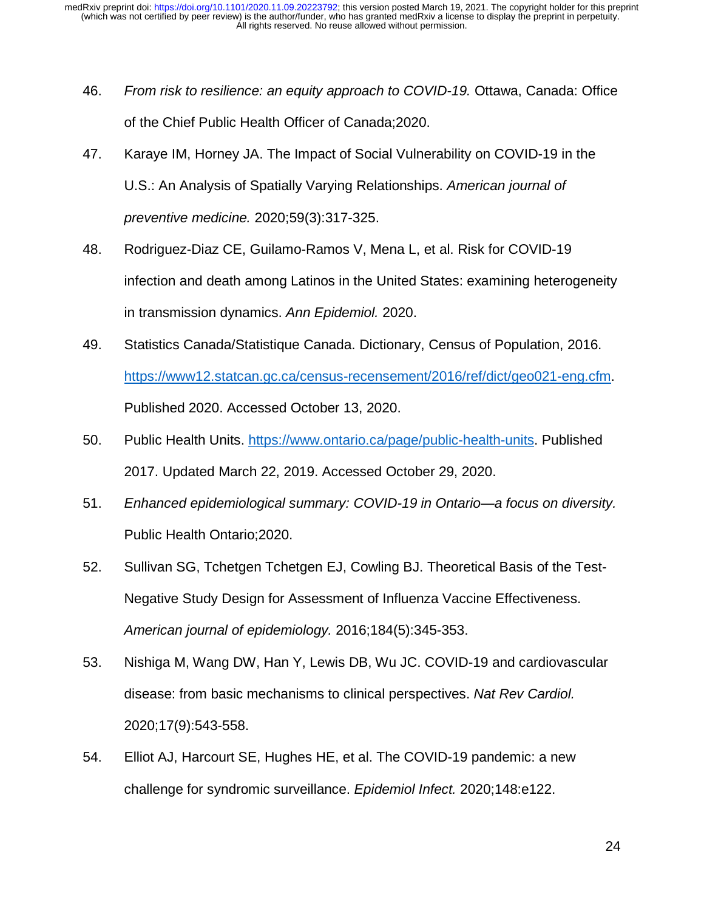46. *From risk to resilience: an equity approach to COVID-19.* Ottawa, Canada: Office of the Chief Public Health Officer of Canada;2020.
47. Karaye IM, Horney JA. The Impact of Social Vulnerability on COVID-19 in the U.S.: An Analysis of Spatially Varying Relationships. *American journal of preventive medicine.* 2020;59(3):317-325.
48. Rodriguez-Diaz CE, Guilamo-Ramos V, Mena L, et al. Risk for COVID-19 infection and death among Latinos in the United States: examining heterogeneity in transmission dynamics. *Ann Epidemiol.* 2020.
49. Statistics Canada/Statistique Canada. Dictionary, Census of Population, 2016. https://www12.statcan.gc.ca/census-recensement/2016/ref/dict/geo021-eng.cfm. Published 2020. Accessed October 13, 2020.
50. Public Health Units. https://www.ontario.ca/page/public-health-units. Published 2017. Updated March 22, 2019. Accessed October 29, 2020.
51. *Enhanced epidemiological summary: COVID-19 in Ontario—a focus on diversity.* Public Health Ontario;2020.
52. Sullivan SG, Tchetgen Tchetgen EJ, Cowling BJ. Theoretical Basis of the Test-Negative Study Design for Assessment of Influenza Vaccine Effectiveness. *American journal of epidemiology.* 2016;184(5):345-353.
53. Nishiga M, Wang DW, Han Y, Lewis DB, Wu JC. COVID-19 and cardiovascular disease: from basic mechanisms to clinical perspectives. *Nat Rev Cardiol.* 2020;17(9):543-558.
54. Elliot AJ, Harcourt SE, Hughes HE, et al. The COVID-19 pandemic: a new challenge for syndromic surveillance. *Epidemiol Infect.* 2020;148:e122.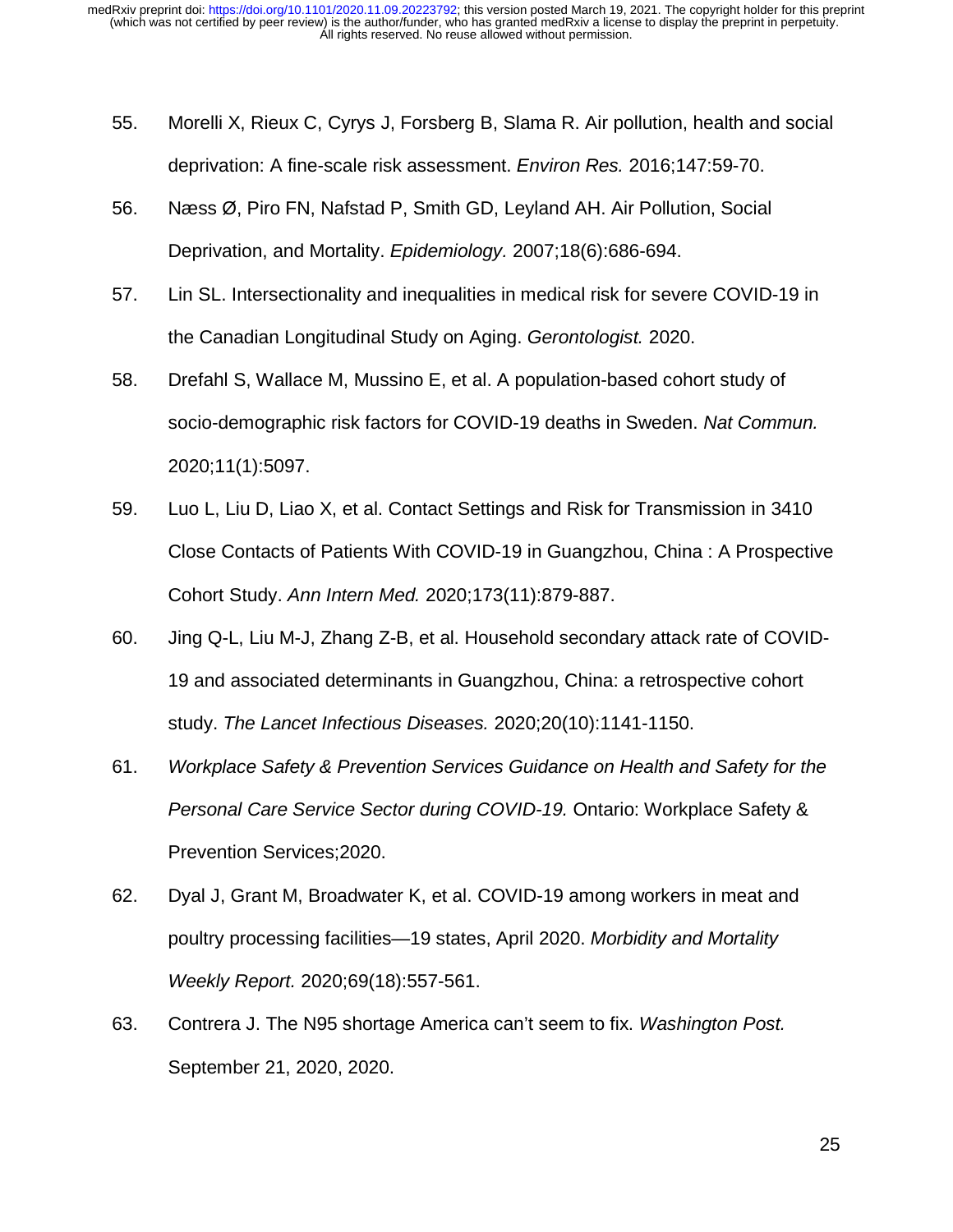55. Morelli X, Rieux C, Cyrys J, Forsberg B, Slama R. Air pollution, health and social deprivation: A fine-scale risk assessment. *Environ Res.* 2016;147:59-70.

56. Næss Ø, Piro FN, Nafstad P, Smith GD, Leyland AH. Air Pollution, Social Deprivation, and Mortality. *Epidemiology.* 2007;18(6):686-694.

57. Lin SL. Intersectionality and inequalities in medical risk for severe COVID-19 in the Canadian Longitudinal Study on Aging. *Gerontologist.* 2020.

58. Drefahl S, Wallace M, Mussino E, et al. A population-based cohort study of socio-demographic risk factors for COVID-19 deaths in Sweden. *Nat Commun.* 2020;11(1):5097.

59. Luo L, Liu D, Liao X, et al. Contact Settings and Risk for Transmission in 3410 Close Contacts of Patients With COVID-19 in Guangzhou, China : A Prospective Cohort Study. *Ann Intern Med.* 2020;173(11):879-887.

60. Jing Q-L, Liu M-J, Zhang Z-B, et al. Household secondary attack rate of COVID-19 and associated determinants in Guangzhou, China: a retrospective cohort study. *The Lancet Infectious Diseases.* 2020;20(10):1141-1150.

61. *Workplace Safety & Prevention Services Guidance on Health and Safety for the Personal Care Service Sector during COVID-19.* Ontario: Workplace Safety & Prevention Services;2020.

62. Dyal J, Grant M, Broadwater K, et al. COVID-19 among workers in meat and poultry processing facilities—19 states, April 2020. *Morbidity and Mortality Weekly Report.* 2020;69(18):557-561.

63. Contrera J. The N95 shortage America can't seem to fix. *Washington Post.* September 21, 2020, 2020.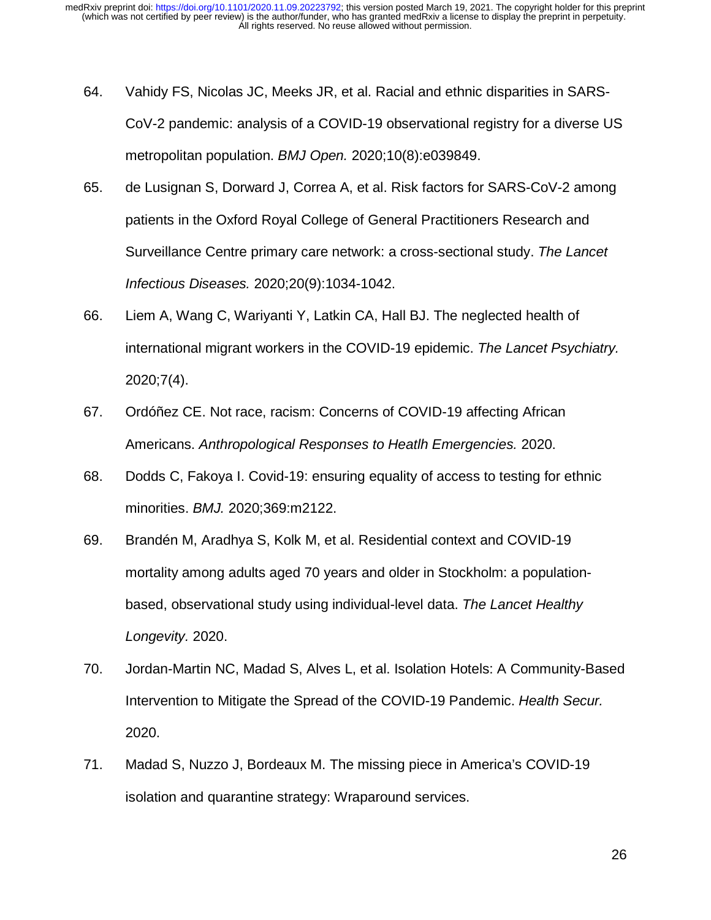64. Vahidy FS, Nicolas JC, Meeks JR, et al. Racial and ethnic disparities in SARS-CoV-2 pandemic: analysis of a COVID-19 observational registry for a diverse US metropolitan population. *BMJ Open.* 2020;10(8):e039849.

65. de Lusignan S, Dorward J, Correa A, et al. Risk factors for SARS-CoV-2 among patients in the Oxford Royal College of General Practitioners Research and Surveillance Centre primary care network: a cross-sectional study. *The Lancet Infectious Diseases.* 2020;20(9):1034-1042.

66. Liem A, Wang C, Wariyanti Y, Latkin CA, Hall BJ. The neglected health of international migrant workers in the COVID-19 epidemic. *The Lancet Psychiatry.* 2020;7(4).

67. Ordóñez CE. Not race, racism: Concerns of COVID-19 affecting African Americans. *Anthropological Responses to Heatlh Emergencies.* 2020.

68. Dodds C, Fakoya I. Covid-19: ensuring equality of access to testing for ethnic minorities. *BMJ.* 2020;369:m2122.

69. Brandén M, Aradhya S, Kolk M, et al. Residential context and COVID-19 mortality among adults aged 70 years and older in Stockholm: a population-based, observational study using individual-level data. *The Lancet Healthy Longevity.* 2020.

70. Jordan-Martin NC, Madad S, Alves L, et al. Isolation Hotels: A Community-Based Intervention to Mitigate the Spread of the COVID-19 Pandemic. *Health Secur.* 2020.

71. Madad S, Nuzzo J, Bordeaux M. The missing piece in America's COVID-19 isolation and quarantine strategy: Wraparound services.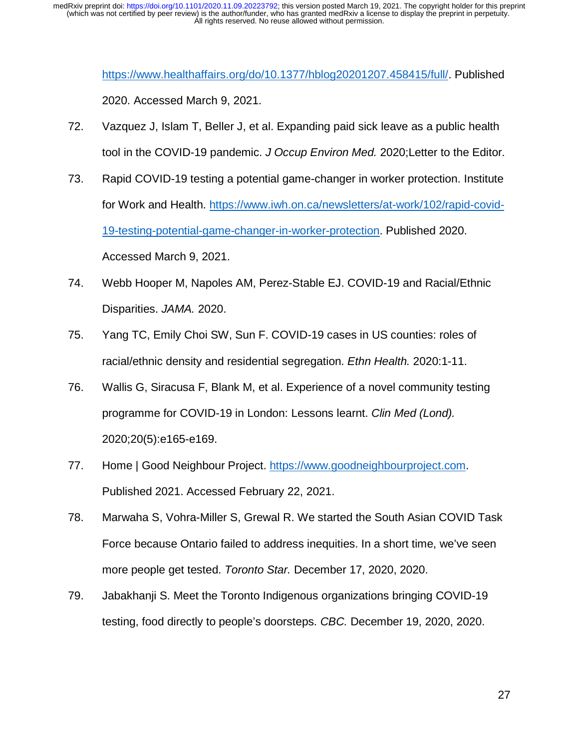https://www.healthaffairs.org/do/10.1377/hblog20201207.458415/full/. Published 2020. Accessed March 9, 2021.

72. Vazquez J, Islam T, Beller J, et al. Expanding paid sick leave as a public health tool in the COVID-19 pandemic. *J Occup Environ Med.* 2020;Letter to the Editor.
73. Rapid COVID-19 testing a potential game-changer in worker protection. Institute for Work and Health. https://www.iwh.on.ca/newsletters/at-work/102/rapid-covid-19-testing-potential-game-changer-in-worker-protection. Published 2020. Accessed March 9, 2021.
74. Webb Hooper M, Napoles AM, Perez-Stable EJ. COVID-19 and Racial/Ethnic Disparities. *JAMA.* 2020.
75. Yang TC, Emily Choi SW, Sun F. COVID-19 cases in US counties: roles of racial/ethnic density and residential segregation. *Ethn Health.* 2020:1-11.
76. Wallis G, Siracusa F, Blank M, et al. Experience of a novel community testing programme for COVID-19 in London: Lessons learnt. *Clin Med (Lond).* 2020;20(5):e165-e169.
77. Home | Good Neighbour Project. https://www.goodneighbourproject.com. Published 2021. Accessed February 22, 2021.
78. Marwaha S, Vohra-Miller S, Grewal R. We started the South Asian COVID Task Force because Ontario failed to address inequities. In a short time, we've seen more people get tested. *Toronto Star.* December 17, 2020, 2020.
79. Jabakhanji S. Meet the Toronto Indigenous organizations bringing COVID-19 testing, food directly to people's doorsteps. *CBC.* December 19, 2020, 2020.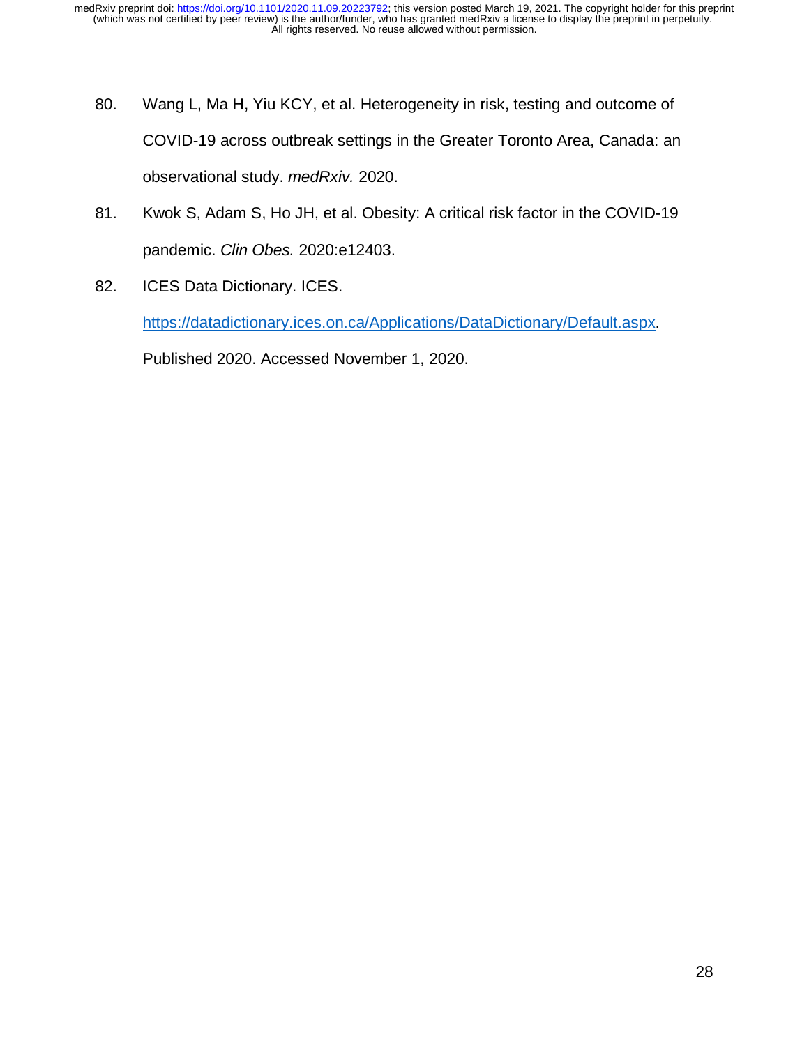80. Wang L, Ma H, Yiu KCY, et al. Heterogeneity in risk, testing and outcome of COVID-19 across outbreak settings in the Greater Toronto Area, Canada: an observational study. *medRxiv.* 2020.

81. Kwok S, Adam S, Ho JH, et al. Obesity: A critical risk factor in the COVID-19 pandemic. *Clin Obes.* 2020:e12403.

82. ICES Data Dictionary. ICES. https://datadictionary.ices.on.ca/Applications/DataDictionary/Default.aspx. Published 2020. Accessed November 1, 2020.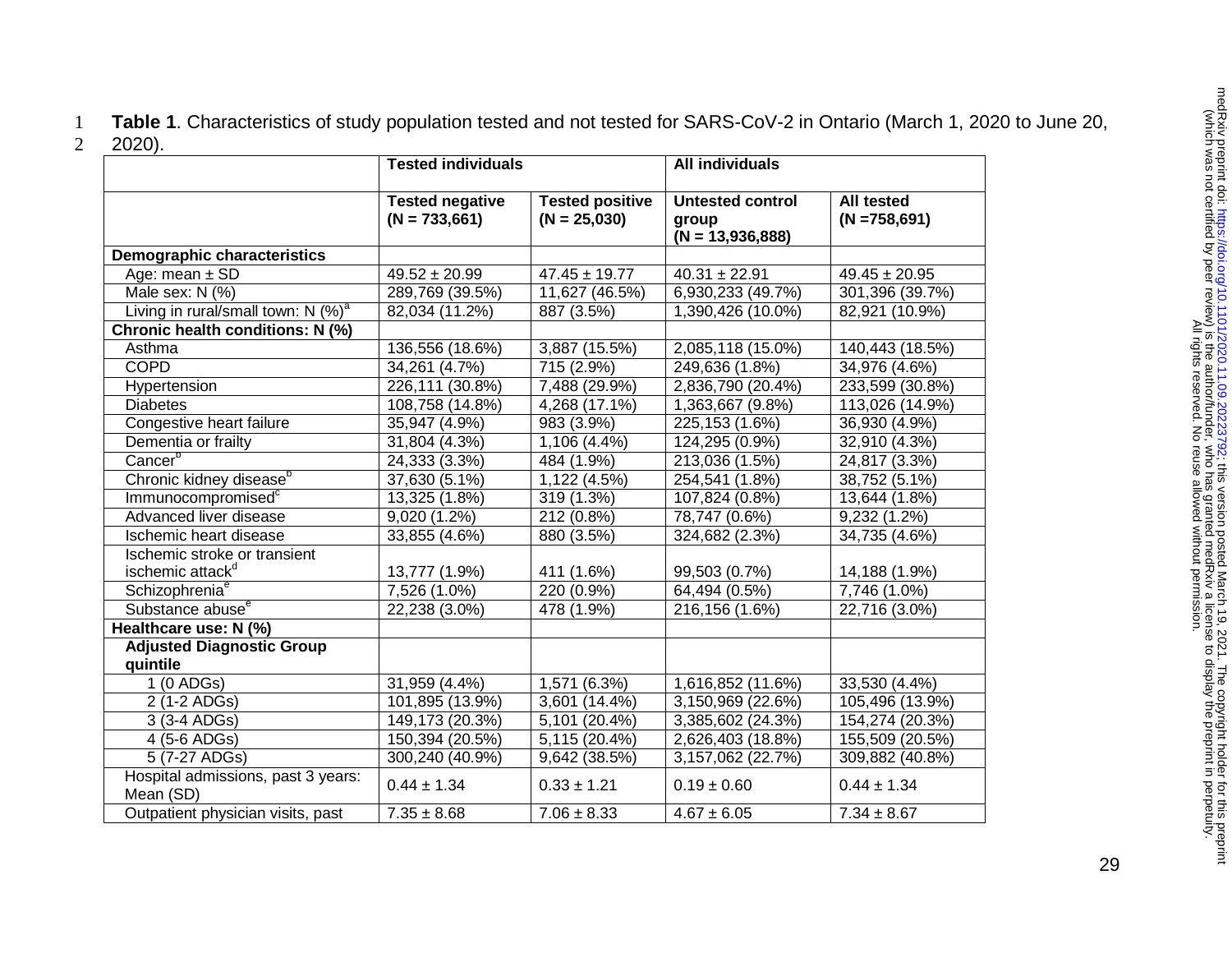**Table 1**. Characteristics of study population tested and not tested for SARS-CoV-2 in Ontario (March 1, 2020 to June 20, 2020).

| | Tested individuals | | All individuals | |
|---|---|---|---|---|
| | **Tested negative (N = 733,661)** | **Tested positive (N = 25,030)** | **Untested control group (N = 13,936,888)** | **All tested (N =758,691)** |
| **Demographic characteristics** | | | | |
| Age: mean ± SD | 49.52 ± 20.99 | 47.45 ± 19.77 | 40.31 ± 22.91 | 49.45 ± 20.95 |
| Male sex: N (%) | 289,769 (39.5%) | 11,627 (46.5%) | 6,930,233 (49.7%) | 301,396 (39.7%) |
| Living in rural/small town: N (%)[a] | 82,034 (11.2%) | 887 (3.5%) | 1,390,426 (10.0%) | 82,921 (10.9%) |
| **Chronic health conditions: N (%)** | | | | |
| Asthma | 136,556 (18.6%) | 3,887 (15.5%) | 2,085,118 (15.0%) | 140,443 (18.5%) |
| COPD | 34,261 (4.7%) | 715 (2.9%) | 249,636 (1.8%) | 34,976 (4.6%) |
| Hypertension | 226,111 (30.8%) | 7,488 (29.9%) | 2,836,790 (20.4%) | 233,599 (30.8%) |
| Diabetes | 108,758 (14.8%) | 4,268 (17.1%) | 1,363,667 (9.8%) | 113,026 (14.9%) |
| Congestive heart failure | 35,947 (4.9%) | 983 (3.9%) | 225,153 (1.6%) | 36,930 (4.9%) |
| Dementia or frailty | 31,804 (4.3%) | 1,106 (4.4%) | 124,295 (0.9%) | 32,910 (4.3%) |
| Cancer[b] | 24,333 (3.3%) | 484 (1.9%) | 213,036 (1.5%) | 24,817 (3.3%) |
| Chronic kidney disease[b] | 37,630 (5.1%) | 1,122 (4.5%) | 254,541 (1.8%) | 38,752 (5.1%) |
| Immunocompromised[c] | 13,325 (1.8%) | 319 (1.3%) | 107,824 (0.8%) | 13,644 (1.8%) |
| Advanced liver disease | 9,020 (1.2%) | 212 (0.8%) | 78,747 (0.6%) | 9,232 (1.2%) |
| Ischemic heart disease | 33,855 (4.6%) | 880 (3.5%) | 324,682 (2.3%) | 34,735 (4.6%) |
| Ischemic stroke or transient ischemic attack[d] | 13,777 (1.9%) | 411 (1.6%) | 99,503 (0.7%) | 14,188 (1.9%) |
| Schizophrenia[e] | 7,526 (1.0%) | 220 (0.9%) | 64,494 (0.5%) | 7,746 (1.0%) |
| Substance abuse[e] | 22,238 (3.0%) | 478 (1.9%) | 216,156 (1.6%) | 22,716 (3.0%) |
| **Healthcare use: N (%)** | | | | |
| **Adjusted Diagnostic Group quintile** | | | | |
| 1 (0 ADGs) | 31,959 (4.4%) | 1,571 (6.3%) | 1,616,852 (11.6%) | 33,530 (4.4%) |
| 2 (1-2 ADGs) | 101,895 (13.9%) | 3,601 (14.4%) | 3,150,969 (22.6%) | 105,496 (13.9%) |
| 3 (3-4 ADGs) | 149,173 (20.3%) | 5,101 (20.4%) | 3,385,602 (24.3%) | 154,274 (20.3%) |
| 4 (5-6 ADGs) | 150,394 (20.5%) | 5,115 (20.4%) | 2,626,403 (18.8%) | 155,509 (20.5%) |
| 5 (7-27 ADGs) | 300,240 (40.9%) | 9,642 (38.5%) | 3,157,062 (22.7%) | 309,882 (40.8%) |
| Hospital admissions, past 3 years: Mean (SD) | 0.44 ± 1.34 | 0.33 ± 1.21 | 0.19 ± 0.60 | 0.44 ± 1.34 |
| Outpatient physician visits, past | 7.35 ± 8.68 | 7.06 ± 8.33 | 4.67 ± 6.05 | 7.34 ± 8.67 |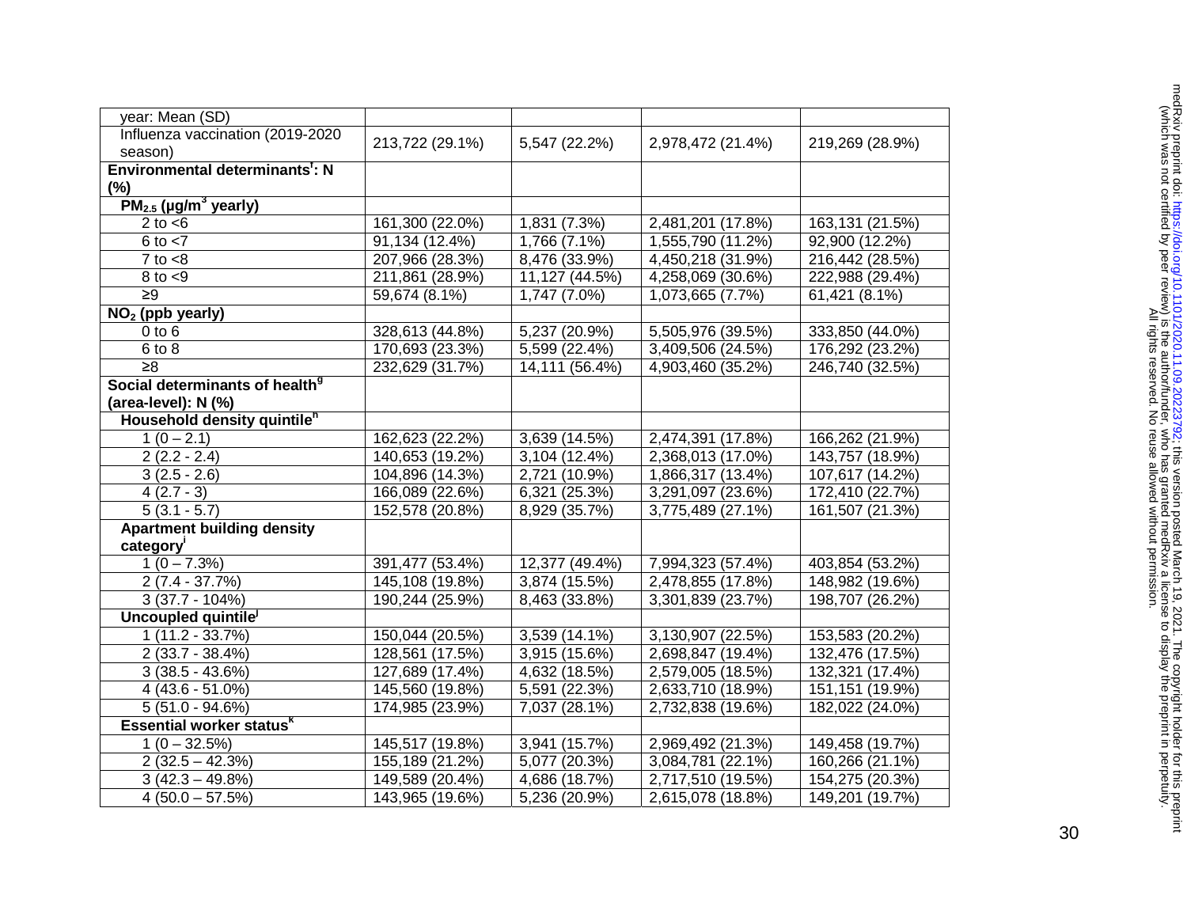| | | | | |
|---|---|---|---|---|
| year: Mean (SD) | | | | |
| Influenza vaccination (2019-2020 season) | 213,722 (29.1%) | 5,547 (22.2%) | 2,978,472 (21.4%) | 219,269 (28.9%) |
| **Environmental determinants[f]: N (%)** | | | | |
| **$PM_{2.5}$ (μg/$m^3$ yearly)** | | | | |
| 2 to <6 | 161,300 (22.0%) | 1,831 (7.3%) | 2,481,201 (17.8%) | 163,131 (21.5%) |
| 6 to <7 | 91,134 (12.4%) | 1,766 (7.1%) | 1,555,790 (11.2%) | 92,900 (12.2%) |
| 7 to <8 | 207,966 (28.3%) | 8,476 (33.9%) | 4,450,218 (31.9%) | 216,442 (28.5%) |
| 8 to <9 | 211,861 (28.9%) | 11,127 (44.5%) | 4,258,069 (30.6%) | 222,988 (29.4%) |
| ≥9 | 59,674 (8.1%) | 1,747 (7.0%) | 1,073,665 (7.7%) | 61,421 (8.1%) |
| **$NO_2$ (ppb yearly)** | | | | |
| 0 to 6 | 328,613 (44.8%) | 5,237 (20.9%) | 5,505,976 (39.5%) | 333,850 (44.0%) |
| 6 to 8 | 170,693 (23.3%) | 5,599 (22.4%) | 3,409,506 (24.5%) | 176,292 (23.2%) |
| ≥8 | 232,629 (31.7%) | 14,111 (56.4%) | 4,903,460 (35.2%) | 246,740 (32.5%) |
| **Social determinants of health[g] (area-level): N (%)** | | | | |
| **Household density quintile[h]** | | | | |
| 1 (0 – 2.1) | 162,623 (22.2%) | 3,639 (14.5%) | 2,474,391 (17.8%) | 166,262 (21.9%) |
| 2 (2.2 - 2.4) | 140,653 (19.2%) | 3,104 (12.4%) | 2,368,013 (17.0%) | 143,757 (18.9%) |
| 3 (2.5 - 2.6) | 104,896 (14.3%) | 2,721 (10.9%) | 1,866,317 (13.4%) | 107,617 (14.2%) |
| 4 (2.7 - 3) | 166,089 (22.6%) | 6,321 (25.3%) | 3,291,097 (23.6%) | 172,410 (22.7%) |
| 5 (3.1 - 5.7) | 152,578 (20.8%) | 8,929 (35.7%) | 3,775,489 (27.1%) | 161,507 (21.3%) |
| **Apartment building density category[i]** | | | | |
| 1 (0 – 7.3%) | 391,477 (53.4%) | 12,377 (49.4%) | 7,994,323 (57.4%) | 403,854 (53.2%) |
| 2 (7.4 - 37.7%) | 145,108 (19.8%) | 3,874 (15.5%) | 2,478,855 (17.8%) | 148,982 (19.6%) |
| 3 (37.7 - 104%) | 190,244 (25.9%) | 8,463 (33.8%) | 3,301,839 (23.7%) | 198,707 (26.2%) |
| **Uncoupled quintile[j]** | | | | |
| 1 (11.2 - 33.7%) | 150,044 (20.5%) | 3,539 (14.1%) | 3,130,907 (22.5%) | 153,583 (20.2%) |
| 2 (33.7 - 38.4%) | 128,561 (17.5%) | 3,915 (15.6%) | 2,698,847 (19.4%) | 132,476 (17.5%) |
| 3 (38.5 - 43.6%) | 127,689 (17.4%) | 4,632 (18.5%) | 2,579,005 (18.5%) | 132,321 (17.4%) |
| 4 (43.6 - 51.0%) | 145,560 (19.8%) | 5,591 (22.3%) | 2,633,710 (18.9%) | 151,151 (19.9%) |
| 5 (51.0 - 94.6%) | 174,985 (23.9%) | 7,037 (28.1%) | 2,732,838 (19.6%) | 182,022 (24.0%) |
| **Essential worker status[k]** | | | | |
| 1 (0 – 32.5%) | 145,517 (19.8%) | 3,941 (15.7%) | 2,969,492 (21.3%) | 149,458 (19.7%) |
| 2 (32.5 – 42.3%) | 155,189 (21.2%) | 5,077 (20.3%) | 3,084,781 (22.1%) | 160,266 (21.1%) |
| 3 (42.3 – 49.8%) | 149,589 (20.4%) | 4,686 (18.7%) | 2,717,510 (19.5%) | 154,275 (20.3%) |
| 4 (50.0 – 57.5%) | 143,965 (19.6%) | 5,236 (20.9%) | 2,615,078 (18.8%) | 149,201 (19.7%) |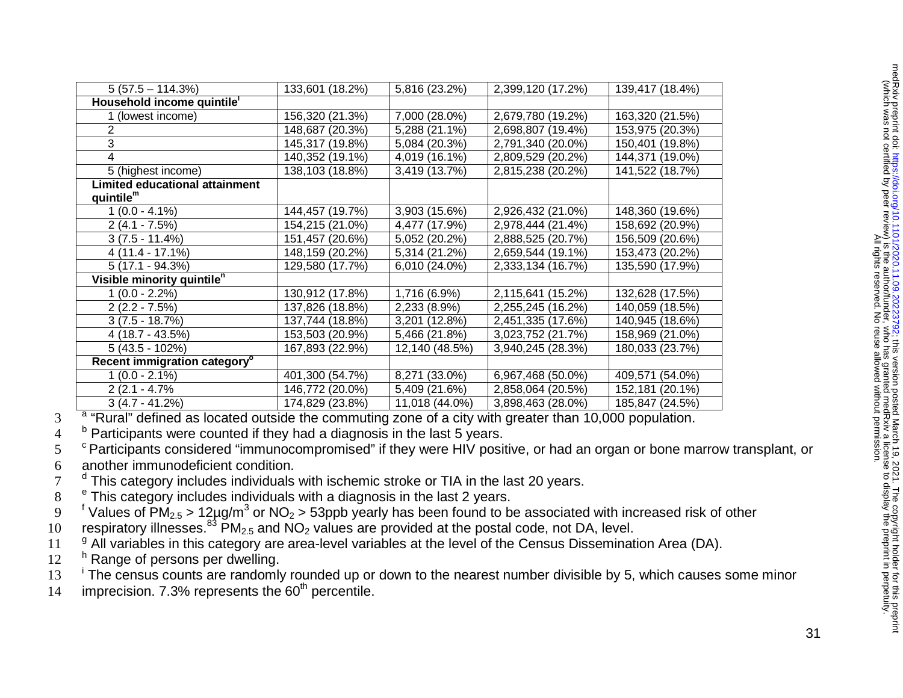| | | | | |
|---|---|---|---|---|
| 5 (57.5 – 114.3%) | 133,601 (18.2%) | 5,816 (23.2%) | 2,399,120 (17.2%) | 139,417 (18.4%) |
| **Household income quintile[l]** | | | | |
| 1 (lowest income) | 156,320 (21.3%) | 7,000 (28.0%) | 2,679,780 (19.2%) | 163,320 (21.5%) |
| 2 | 148,687 (20.3%) | 5,288 (21.1%) | 2,698,807 (19.4%) | 153,975 (20.3%) |
| 3 | 145,317 (19.8%) | 5,084 (20.3%) | 2,791,340 (20.0%) | 150,401 (19.8%) |
| 4 | 140,352 (19.1%) | 4,019 (16.1%) | 2,809,529 (20.2%) | 144,371 (19.0%) |
| 5 (highest income) | 138,103 (18.8%) | 3,419 (13.7%) | 2,815,238 (20.2%) | 141,522 (18.7%) |
| **Limited educational attainment quintile[m]** | | | | |
| 1 (0.0 - 4.1%) | 144,457 (19.7%) | 3,903 (15.6%) | 2,926,432 (21.0%) | 148,360 (19.6%) |
| 2 (4.1 - 7.5%) | 154,215 (21.0%) | 4,477 (17.9%) | 2,978,444 (21.4%) | 158,692 (20.9%) |
| 3 (7.5 - 11.4%) | 151,457 (20.6%) | 5,052 (20.2%) | 2,888,525 (20.7%) | 156,509 (20.6%) |
| 4 (11.4 - 17.1%) | 148,159 (20.2%) | 5,314 (21.2%) | 2,659,544 (19.1%) | 153,473 (20.2%) |
| 5 (17.1 - 94.3%) | 129,580 (17.7%) | 6,010 (24.0%) | 2,333,134 (16.7%) | 135,590 (17.9%) |
| **Visible minority quintile[n]** | | | | |
| 1 (0.0 - 2.2%) | 130,912 (17.8%) | 1,716 (6.9%) | 2,115,641 (15.2%) | 132,628 (17.5%) |
| 2 (2.2 - 7.5%) | 137,826 (18.8%) | 2,233 (8.9%) | 2,255,245 (16.2%) | 140,059 (18.5%) |
| 3 (7.5 - 18.7%) | 137,744 (18.8%) | 3,201 (12.8%) | 2,451,335 (17.6%) | 140,945 (18.6%) |
| 4 (18.7 - 43.5%) | 153,503 (20.9%) | 5,466 (21.8%) | 3,023,752 (21.7%) | 158,969 (21.0%) |
| 5 (43.5 - 102%) | 167,893 (22.9%) | 12,140 (48.5%) | 3,940,245 (28.3%) | 180,033 (23.7%) |
| **Recent immigration category[o]** | | | | |
| 1 (0.0 - 2.1%) | 401,300 (54.7%) | 8,271 (33.0%) | 6,967,468 (50.0%) | 409,571 (54.0%) |
| 2 (2.1 - 4.7% | 146,772 (20.0%) | 5,409 (21.6%) | 2,858,064 (20.5%) | 152,181 (20.1%) |
| 3 (4.7 - 41.2%) | 174,829 (23.8%) | 11,018 (44.0%) | 3,898,463 (28.0%) | 185,847 (24.5%) |

[a] "Rural" defined as located outside the commuting zone of a city with greater than 10,000 population.

[b] Participants were counted if they had a diagnosis in the last 5 years.

[c] Participants considered "immunocompromised" if they were HIV positive, or had an organ or bone marrow transplant, or another immunodeficient condition.

[d] This category includes individuals with ischemic stroke or TIA in the last 20 years.

[e] This category includes individuals with a diagnosis in the last 2 years.

[f] Values of $PM_{2.5}$ > 12µg/$m^3$ or $NO_2$ > 53ppb yearly has been found to be associated with increased risk of other respiratory illnesses.[83] $PM_{2.5}$ and $NO_2$ values are provided at the postal code, not DA, level.

[g] All variables in this category are area-level variables at the level of the Census Dissemination Area (DA).

[h] Range of persons per dwelling.

[i] The census counts are randomly rounded up or down to the nearest number divisible by 5, which causes some minor imprecision. 7.3% represents the 60[th] percentile.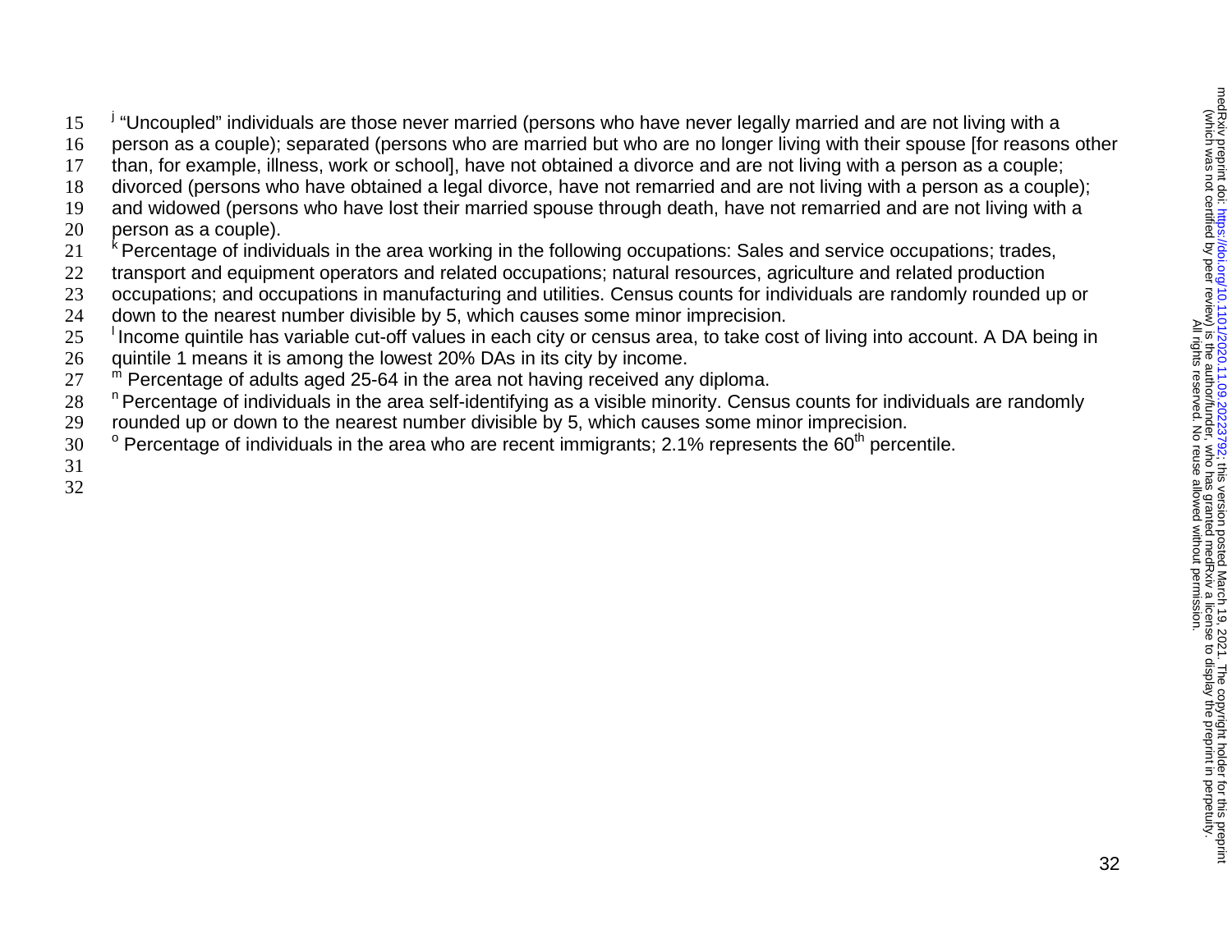[j] "Uncoupled" individuals are those never married (persons who have never legally married and are not living with a person as a couple); separated (persons who are married but who are no longer living with their spouse [for reasons other than, for example, illness, work or school], have not obtained a divorce and are not living with a person as a couple; divorced (persons who have obtained a legal divorce, have not remarried and are not living with a person as a couple); and widowed (persons who have lost their married spouse through death, have not remarried and are not living with a person as a couple).

[k] Percentage of individuals in the area working in the following occupations: Sales and service occupations; trades, transport and equipment operators and related occupations; natural resources, agriculture and related production occupations; and occupations in manufacturing and utilities. Census counts for individuals are randomly rounded up or down to the nearest number divisible by 5, which causes some minor imprecision.

[l] Income quintile has variable cut-off values in each city or census area, to take cost of living into account. A DA being in quintile 1 means it is among the lowest 20% DAs in its city by income.

[m] Percentage of adults aged 25-64 in the area not having received any diploma.

[n] Percentage of individuals in the area self-identifying as a visible minority. Census counts for individuals are randomly rounded up or down to the nearest number divisible by 5, which causes some minor imprecision.

[o] Percentage of individuals in the area who are recent immigrants; 2.1% represents the 60$^{th}$ percentile.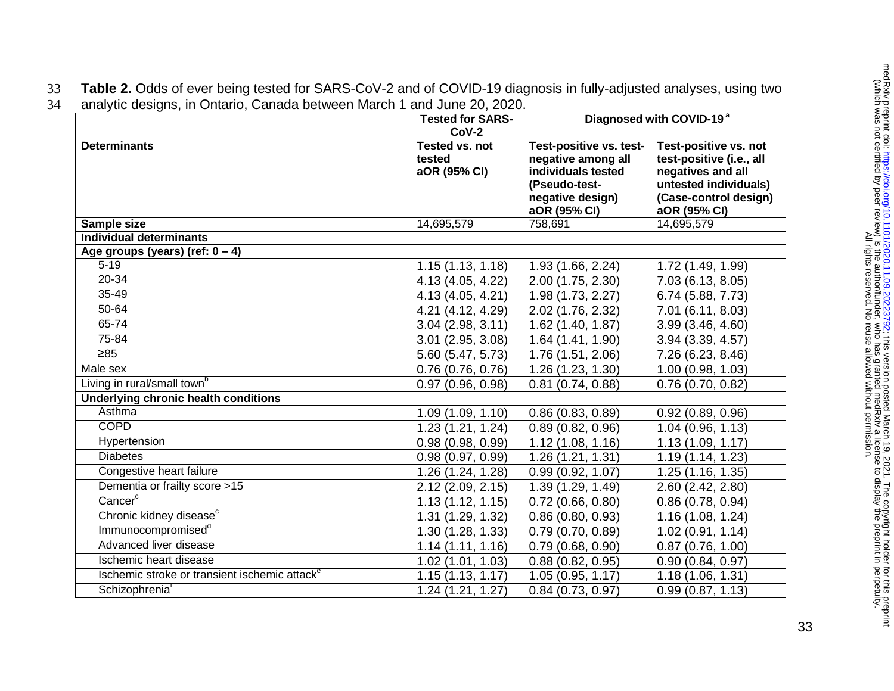**Table 2.** Odds of ever being tested for SARS-CoV-2 and of COVID-19 diagnosis in fully-adjusted analyses, using two analytic designs, in Ontario, Canada between March 1 and June 20, 2020.

| | Tested for SARS-CoV-2 | Diagnosed with COVID-19 [a] | |
|---|---|---|---|
| **Determinants** | **Tested vs. not tested aOR (95% CI)** | **Test-positive vs. test-negative among all individuals tested (Pseudo-test-negative design) aOR (95% CI)** | **Test-positive vs. not test-positive (i.e., all negatives and all untested individuals) (Case-control design) aOR (95% CI)** |
| **Sample size** | 14,695,579 | 758,691 | 14,695,579 |
| **Individual determinants** | | | |
| **Age groups (years) (ref: 0 – 4)** | | | |
| 5-19 | 1.15 (1.13, 1.18) | 1.93 (1.66, 2.24) | 1.72 (1.49, 1.99) |
| 20-34 | 4.13 (4.05, 4.22) | 2.00 (1.75, 2.30) | 7.03 (6.13, 8.05) |
| 35-49 | 4.13 (4.05, 4.21) | 1.98 (1.73, 2.27) | 6.74 (5.88, 7.73) |
| 50-64 | 4.21 (4.12, 4.29) | 2.02 (1.76, 2.32) | 7.01 (6.11, 8.03) |
| 65-74 | 3.04 (2.98, 3.11) | 1.62 (1.40, 1.87) | 3.99 (3.46, 4.60) |
| 75-84 | 3.01 (2.95, 3.08) | 1.64 (1.41, 1.90) | 3.94 (3.39, 4.57) |
| ≥85 | 5.60 (5.47, 5.73) | 1.76 (1.51, 2.06) | 7.26 (6.23, 8.46) |
| Male sex | 0.76 (0.76, 0.76) | 1.26 (1.23, 1.30) | 1.00 (0.98, 1.03) |
| Living in rural/small town[b] | 0.97 (0.96, 0.98) | 0.81 (0.74, 0.88) | 0.76 (0.70, 0.82) |
| **Underlying chronic health conditions** | | | |
| Asthma | 1.09 (1.09, 1.10) | 0.86 (0.83, 0.89) | 0.92 (0.89, 0.96) |
| COPD | 1.23 (1.21, 1.24) | 0.89 (0.82, 0.96) | 1.04 (0.96, 1.13) |
| Hypertension | 0.98 (0.98, 0.99) | 1.12 (1.08, 1.16) | 1.13 (1.09, 1.17) |
| Diabetes | 0.98 (0.97, 0.99) | 1.26 (1.21, 1.31) | 1.19 (1.14, 1.23) |
| Congestive heart failure | 1.26 (1.24, 1.28) | 0.99 (0.92, 1.07) | 1.25 (1.16, 1.35) |
| Dementia or frailty score >15 | 2.12 (2.09, 2.15) | 1.39 (1.29, 1.49) | 2.60 (2.42, 2.80) |
| Cancer[c] | 1.13 (1.12, 1.15) | 0.72 (0.66, 0.80) | 0.86 (0.78, 0.94) |
| Chronic kidney disease[c] | 1.31 (1.29, 1.32) | 0.86 (0.80, 0.93) | 1.16 (1.08, 1.24) |
| Immunocompromised[d] | 1.30 (1.28, 1.33) | 0.79 (0.70, 0.89) | 1.02 (0.91, 1.14) |
| Advanced liver disease | 1.14 (1.11, 1.16) | 0.79 (0.68, 0.90) | 0.87 (0.76, 1.00) |
| Ischemic heart disease | 1.02 (1.01, 1.03) | 0.88 (0.82, 0.95) | 0.90 (0.84, 0.97) |
| Ischemic stroke or transient ischemic attack[e] | 1.15 (1.13, 1.17) | 1.05 (0.95, 1.17) | 1.18 (1.06, 1.31) |
| Schizophrenia[f] | 1.24 (1.21, 1.27) | 0.84 (0.73, 0.97) | 0.99 (0.87, 1.13) |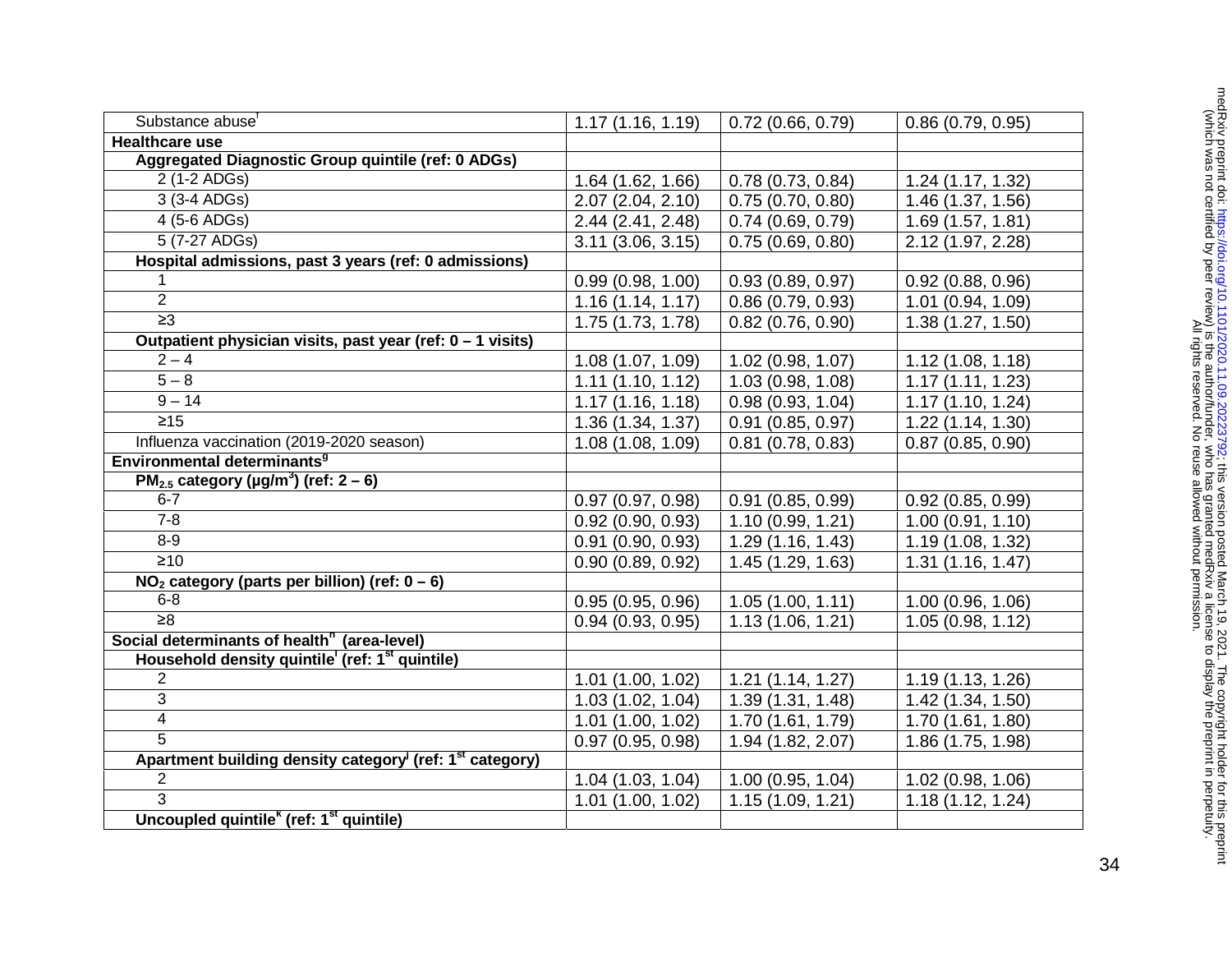| | | | |
|---|---|---|---|
| Substance abuse[f] | 1.17 (1.16, 1.19) | 0.72 (0.66, 0.79) | 0.86 (0.79, 0.95) |
| **Healthcare use** | | | |
| **Aggregated Diagnostic Group quintile (ref: 0 ADGs)** | | | |
| 2 (1-2 ADGs) | 1.64 (1.62, 1.66) | 0.78 (0.73, 0.84) | 1.24 (1.17, 1.32) |
| 3 (3-4 ADGs) | 2.07 (2.04, 2.10) | 0.75 (0.70, 0.80) | 1.46 (1.37, 1.56) |
| 4 (5-6 ADGs) | 2.44 (2.41, 2.48) | 0.74 (0.69, 0.79) | 1.69 (1.57, 1.81) |
| 5 (7-27 ADGs) | 3.11 (3.06, 3.15) | 0.75 (0.69, 0.80) | 2.12 (1.97, 2.28) |
| **Hospital admissions, past 3 years (ref: 0 admissions)** | | | |
| 1 | 0.99 (0.98, 1.00) | 0.93 (0.89, 0.97) | 0.92 (0.88, 0.96) |
| 2 | 1.16 (1.14, 1.17) | 0.86 (0.79, 0.93) | 1.01 (0.94, 1.09) |
| ≥3 | 1.75 (1.73, 1.78) | 0.82 (0.76, 0.90) | 1.38 (1.27, 1.50) |
| **Outpatient physician visits, past year (ref: 0 – 1 visits)** | | | |
| 2 – 4 | 1.08 (1.07, 1.09) | 1.02 (0.98, 1.07) | 1.12 (1.08, 1.18) |
| 5 – 8 | 1.11 (1.10, 1.12) | 1.03 (0.98, 1.08) | 1.17 (1.11, 1.23) |
| 9 – 14 | 1.17 (1.16, 1.18) | 0.98 (0.93, 1.04) | 1.17 (1.10, 1.24) |
| ≥15 | 1.36 (1.34, 1.37) | 0.91 (0.85, 0.97) | 1.22 (1.14, 1.30) |
| Influenza vaccination (2019-2020 season) | 1.08 (1.08, 1.09) | 0.81 (0.78, 0.83) | 0.87 (0.85, 0.90) |
| **Environmental determinants[g]** | | | |
| **$PM_{2.5}$ category (μg/m$^3$) (ref: 2 – 6)** | | | |
| 6-7 | 0.97 (0.97, 0.98) | 0.91 (0.85, 0.99) | 0.92 (0.85, 0.99) |
| 7-8 | 0.92 (0.90, 0.93) | 1.10 (0.99, 1.21) | 1.00 (0.91, 1.10) |
| 8-9 | 0.91 (0.90, 0.93) | 1.29 (1.16, 1.43) | 1.19 (1.08, 1.32) |
| ≥10 | 0.90 (0.89, 0.92) | 1.45 (1.29, 1.63) | 1.31 (1.16, 1.47) |
| **$NO_2$ category (parts per billion) (ref: 0 – 6)** | | | |
| 6-8 | 0.95 (0.95, 0.96) | 1.05 (1.00, 1.11) | 1.00 (0.96, 1.06) |
| ≥8 | 0.94 (0.93, 0.95) | 1.13 (1.06, 1.21) | 1.05 (0.98, 1.12) |
| **Social determinants of health[h] (area-level)** | | | |
| **Household density quintile[i] (ref: 1st quintile)** | | | |
| 2 | 1.01 (1.00, 1.02) | 1.21 (1.14, 1.27) | 1.19 (1.13, 1.26) |
| 3 | 1.03 (1.02, 1.04) | 1.39 (1.31, 1.48) | 1.42 (1.34, 1.50) |
| 4 | 1.01 (1.00, 1.02) | 1.70 (1.61, 1.79) | 1.70 (1.61, 1.80) |
| 5 | 0.97 (0.95, 0.98) | 1.94 (1.82, 2.07) | 1.86 (1.75, 1.98) |
| **Apartment building density category[j] (ref: 1st category)** | | | |
| 2 | 1.04 (1.03, 1.04) | 1.00 (0.95, 1.04) | 1.02 (0.98, 1.06) |
| 3 | 1.01 (1.00, 1.02) | 1.15 (1.09, 1.21) | 1.18 (1.12, 1.24) |
| **Uncoupled quintile[k] (ref: 1st quintile)** | | | |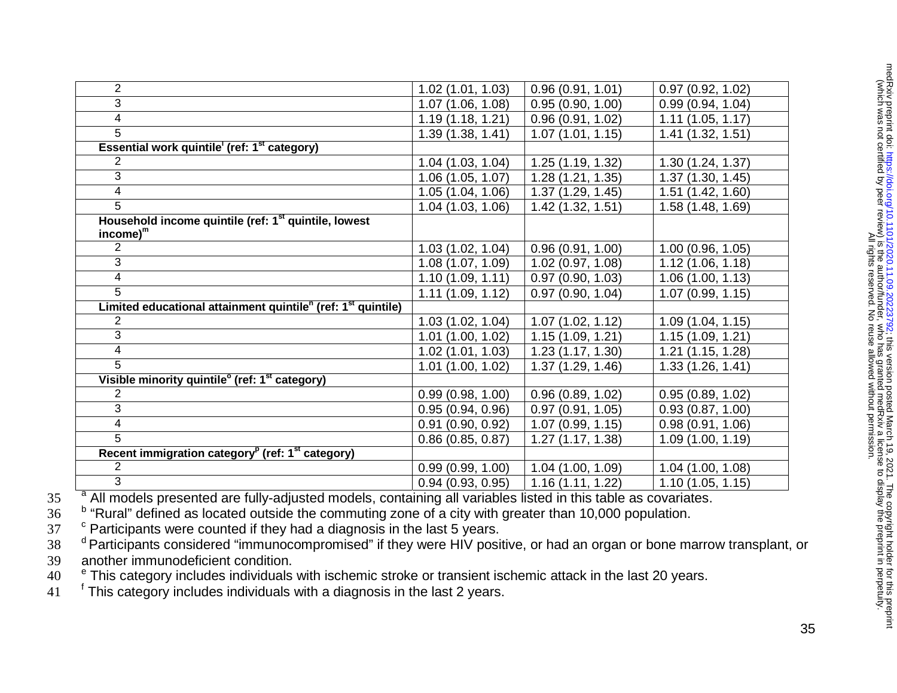| | | | |
|---|---|---|---|
| 2 | 1.02 (1.01, 1.03) | 0.96 (0.91, 1.01) | 0.97 (0.92, 1.02) |
| 3 | 1.07 (1.06, 1.08) | 0.95 (0.90, 1.00) | 0.99 (0.94, 1.04) |
| 4 | 1.19 (1.18, 1.21) | 0.96 (0.91, 1.02) | 1.11 (1.05, 1.17) |
| 5 | 1.39 (1.38, 1.41) | 1.07 (1.01, 1.15) | 1.41 (1.32, 1.51) |
| **Essential work quintile[l] (ref: 1st category)** | | | |
| 2 | 1.04 (1.03, 1.04) | 1.25 (1.19, 1.32) | 1.30 (1.24, 1.37) |
| 3 | 1.06 (1.05, 1.07) | 1.28 (1.21, 1.35) | 1.37 (1.30, 1.45) |
| 4 | 1.05 (1.04, 1.06) | 1.37 (1.29, 1.45) | 1.51 (1.42, 1.60) |
| 5 | 1.04 (1.03, 1.06) | 1.42 (1.32, 1.51) | 1.58 (1.48, 1.69) |
| **Household income quintile (ref: 1st quintile, lowest income)[m]** | | | |
| 2 | 1.03 (1.02, 1.04) | 0.96 (0.91, 1.00) | 1.00 (0.96, 1.05) |
| 3 | 1.08 (1.07, 1.09) | 1.02 (0.97, 1.08) | 1.12 (1.06, 1.18) |
| 4 | 1.10 (1.09, 1.11) | 0.97 (0.90, 1.03) | 1.06 (1.00, 1.13) |
| 5 | 1.11 (1.09, 1.12) | 0.97 (0.90, 1.04) | 1.07 (0.99, 1.15) |
| **Limited educational attainment quintile[n] (ref: 1st quintile)** | | | |
| 2 | 1.03 (1.02, 1.04) | 1.07 (1.02, 1.12) | 1.09 (1.04, 1.15) |
| 3 | 1.01 (1.00, 1.02) | 1.15 (1.09, 1.21) | 1.15 (1.09, 1.21) |
| 4 | 1.02 (1.01, 1.03) | 1.23 (1.17, 1.30) | 1.21 (1.15, 1.28) |
| 5 | 1.01 (1.00, 1.02) | 1.37 (1.29, 1.46) | 1.33 (1.26, 1.41) |
| **Visible minority quintile[o] (ref: 1st category)** | | | |
| 2 | 0.99 (0.98, 1.00) | 0.96 (0.89, 1.02) | 0.95 (0.89, 1.02) |
| 3 | 0.95 (0.94, 0.96) | 0.97 (0.91, 1.05) | 0.93 (0.87, 1.00) |
| 4 | 0.91 (0.90, 0.92) | 1.07 (0.99, 1.15) | 0.98 (0.91, 1.06) |
| 5 | 0.86 (0.85, 0.87) | 1.27 (1.17, 1.38) | 1.09 (1.00, 1.19) |
| **Recent immigration category[p] (ref: 1st category)** | | | |
| 2 | 0.99 (0.99, 1.00) | 1.04 (1.00, 1.09) | 1.04 (1.00, 1.08) |
| 3 | 0.94 (0.93, 0.95) | 1.16 (1.11, 1.22) | 1.10 (1.05, 1.15) |

[a] All models presented are fully-adjusted models, containing all variables listed in this table as covariates.
[b] "Rural" defined as located outside the commuting zone of a city with greater than 10,000 population.
[c] Participants were counted if they had a diagnosis in the last 5 years.
[d] Participants considered "immunocompromised" if they were HIV positive, or had an organ or bone marrow transplant, or another immunodeficient condition.
[e] This category includes individuals with ischemic stroke or transient ischemic attack in the last 20 years.
[f] This category includes individuals with a diagnosis in the last 2 years.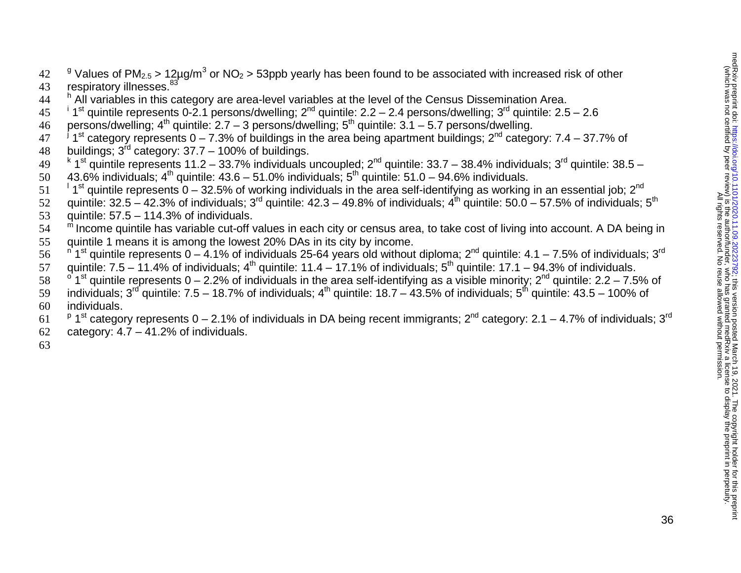[g] Values of $PM_{2.5}$ > 12µg/m$^3$ or $NO_2$ > 53ppb yearly has been found to be associated with increased risk of other respiratory illnesses.[83]

[h] All variables in this category are area-level variables at the level of the Census Dissemination Area.

[i] 1st quintile represents 0-2.1 persons/dwelling; 2nd quintile: 2.2 – 2.4 persons/dwelling; 3rd quintile: 2.5 – 2.6 persons/dwelling; 4th quintile: 2.7 – 3 persons/dwelling; 5th quintile: 3.1 – 5.7 persons/dwelling.

[j] 1st category represents 0 – 7.3% of buildings in the area being apartment buildings; 2nd category: 7.4 – 37.7% of buildings; 3rd category: 37.7 – 100% of buildings.

[k] 1st quintile represents 11.2 – 33.7% individuals uncoupled; 2nd quintile: 33.7 – 38.4% individuals; 3rd quintile: 38.5 – 43.6% individuals; 4th quintile: 43.6 – 51.0% individuals; 5th quintile: 51.0 – 94.6% individuals.

[l] 1st quintile represents 0 – 32.5% of working individuals in the area self-identifying as working in an essential job; 2nd quintile: 32.5 – 42.3% of individuals; 3rd quintile: 42.3 – 49.8% of individuals; 4th quintile: 50.0 – 57.5% of individuals; 5th quintile: 57.5 – 114.3% of individuals.

[m] Income quintile has variable cut-off values in each city or census area, to take cost of living into account. A DA being in quintile 1 means it is among the lowest 20% DAs in its city by income.

[n] 1st quintile represents 0 – 4.1% of individuals 25-64 years old without diploma; 2nd quintile: 4.1 – 7.5% of individuals; 3rd quintile: 7.5 – 11.4% of individuals; 4th quintile: 11.4 – 17.1% of individuals; 5th quintile: 17.1 – 94.3% of individuals.

[o] 1st quintile represents 0 – 2.2% of individuals in the area self-identifying as a visible minority; 2nd quintile: 2.2 – 7.5% of individuals; 3rd quintile: 7.5 – 18.7% of individuals; 4th quintile: 18.7 – 43.5% of individuals; 5th quintile: 43.5 – 100% of individuals.

[p] 1st category represents 0 – 2.1% of individuals in DA being recent immigrants; 2nd category: 2.1 – 4.7% of individuals; 3rd category: 4.7 – 41.2% of individuals.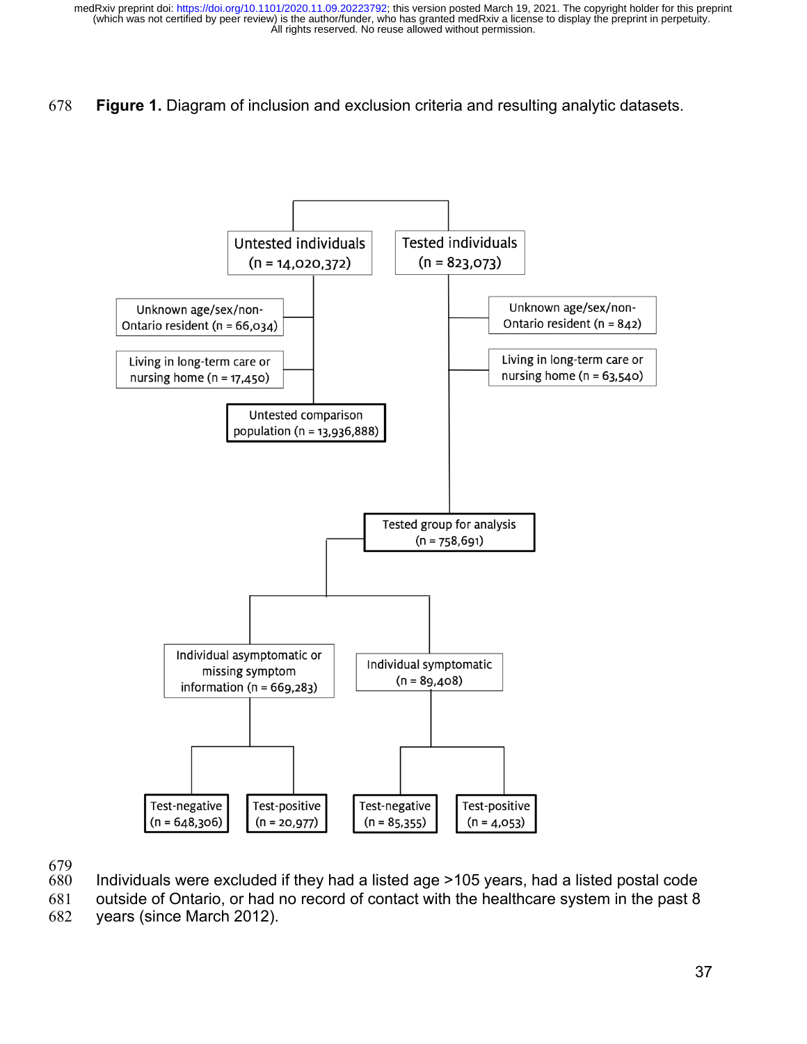**Figure 1.** Diagram of inclusion and exclusion criteria and resulting analytic datasets.

Untested individuals (n = 14,020,372)

- Unknown age/sex/non-Ontario resident (n = 66,034)
- Living in long-term care or nursing home (n = 17,450)
- Untested comparison population (n = 13,936,888)

Tested individuals (n = 823,073)

- Unknown age/sex/non-Ontario resident (n = 842)
- Living in long-term care or nursing home (n = 63,540)
- Tested group for analysis (n = 758,691)
  - Individual asymptomatic or missing symptom information (n = 669,283)
    - Test-negative (n = 648,306)
    - Test-positive (n = 20,977)
  - Individual symptomatic (n = 89,408)
    - Test-negative (n = 85,355)
    - Test-positive (n = 4,053)

Individuals were excluded if they had a listed age >105 years, had a listed postal code outside of Ontario, or had no record of contact with the healthcare system in the past 8 years (since March 2012).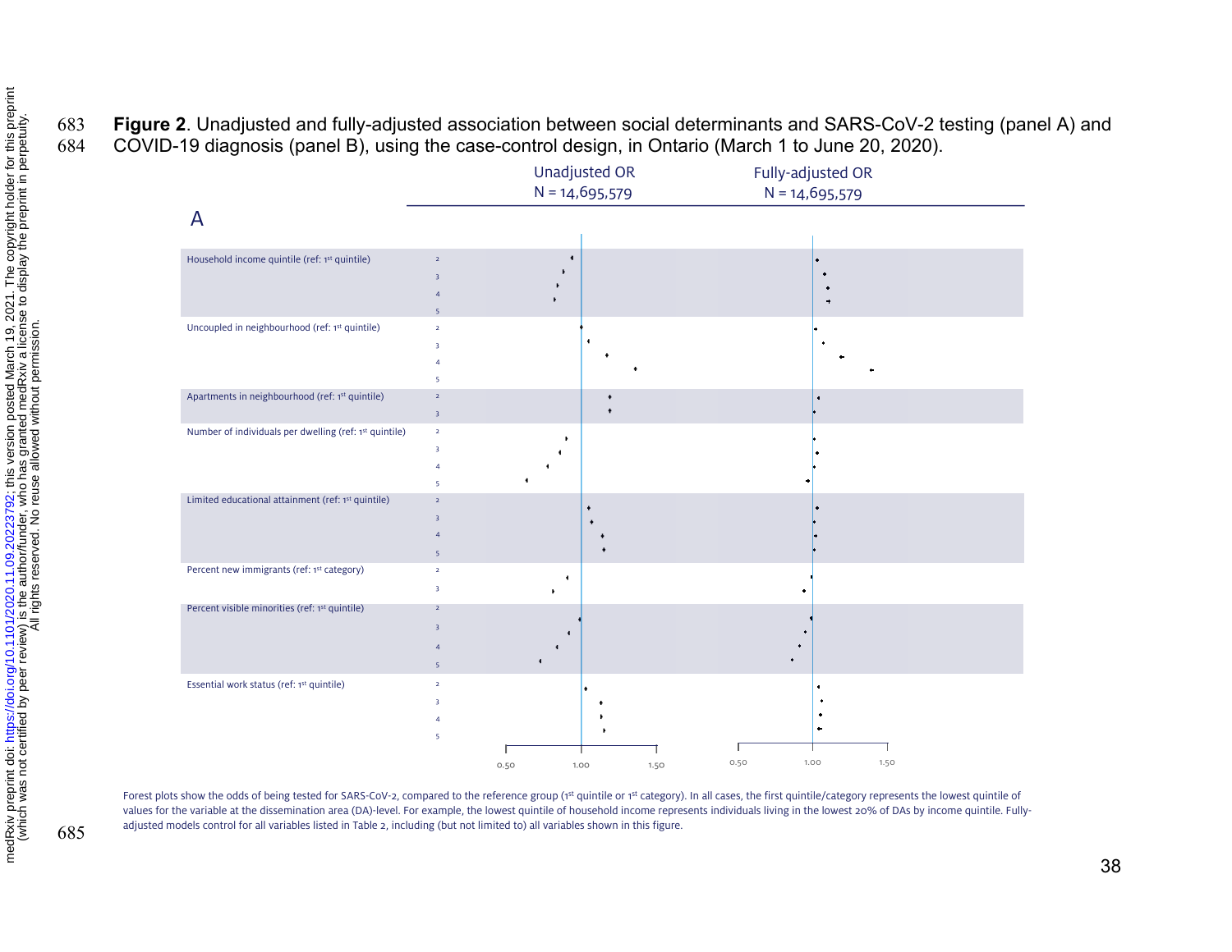**Figure 2**. Unadjusted and fully-adjusted association between social determinants and SARS-CoV-2 testing (panel A) and COVID-19 diagnosis (panel B), using the case-control design, in Ontario (March 1 to June 20, 2020).

Unadjusted OR N = 14,695,579 | Fully-adjusted OR N = 14,695,579

A

Household income quintile (ref: 1st quintile) 2 3 4 5

Uncoupled in neighbourhood (ref: 1st quintile) 2 3 4 5

Apartments in neighbourhood (ref: 1st quintile) 2 3

Number of individuals per dwelling (ref: 1st quintile) 2 3 4 5

Limited educational attainment (ref: 1st quintile) 2 3 4 5

Percent new immigrants (ref: 1st category) 2 3

Percent visible minorities (ref: 1st quintile) 2 3 4 5

Essential work status (ref: 1st quintile) 2 3 4 5

0.50 1.00 1.50 | 0.50 1.00 1.50

Forest plots show the odds of being tested for SARS-CoV-2, compared to the reference group (1st quintile or 1st category). In all cases, the first quintile/category represents the lowest quintile of values for the variable at the dissemination area (DA)-level. For example, the lowest quintile of household income represents individuals living in the lowest 20% of DAs by income quintile. Fully-adjusted models control for all variables listed in Table 2, including (but not limited to) all variables shown in this figure.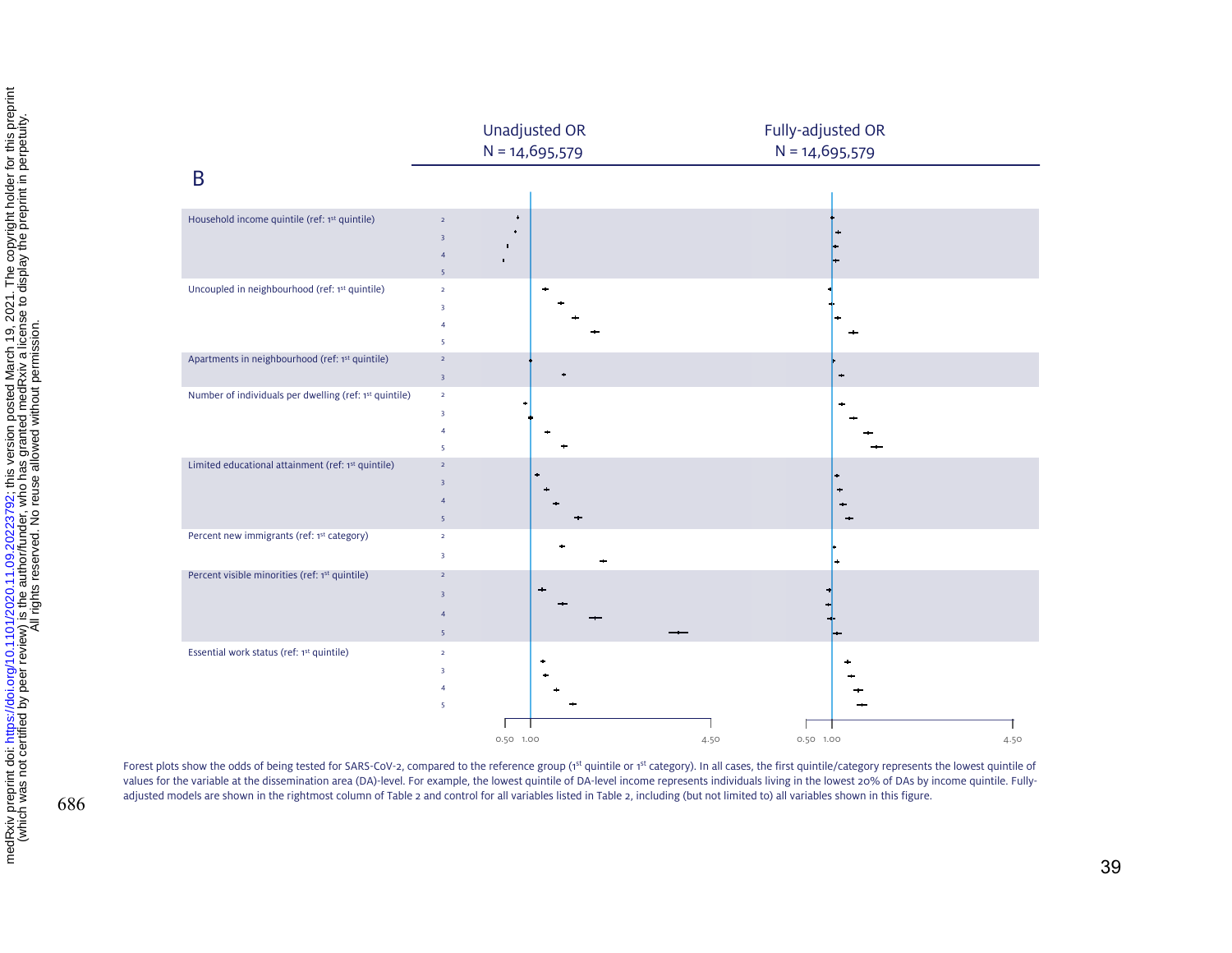Unadjusted OR
N = 14,695,579

Fully-adjusted OR
N = 14,695,579

B

Household income quintile (ref: 1st quintile)
2
3
4
5

Uncoupled in neighbourhood (ref: 1st quintile)
2
3
4
5

Apartments in neighbourhood (ref: 1st quintile)
2
3

Number of individuals per dwelling (ref: 1st quintile)
2
3
4
5

Limited educational attainment (ref: 1st quintile)
2
3
4
5

Percent new immigrants (ref: 1st category)
2
3

Percent visible minorities (ref: 1st quintile)
2
3
4
5

Essential work status (ref: 1st quintile)
2
3
4
5

0.50 1.00 4.50

0.50 1.00 4.50

Forest plots show the odds of being tested for SARS-CoV-2, compared to the reference group (1st quintile or 1st category). In all cases, the first quintile/category represents the lowest quintile of values for the variable at the dissemination area (DA)-level. For example, the lowest quintile of DA-level income represents individuals living in the lowest 20% of DAs by income quintile. Fully-adjusted models are shown in the rightmost column of Table 2 and control for all variables listed in Table 2, including (but not limited to) all variables shown in this figure.